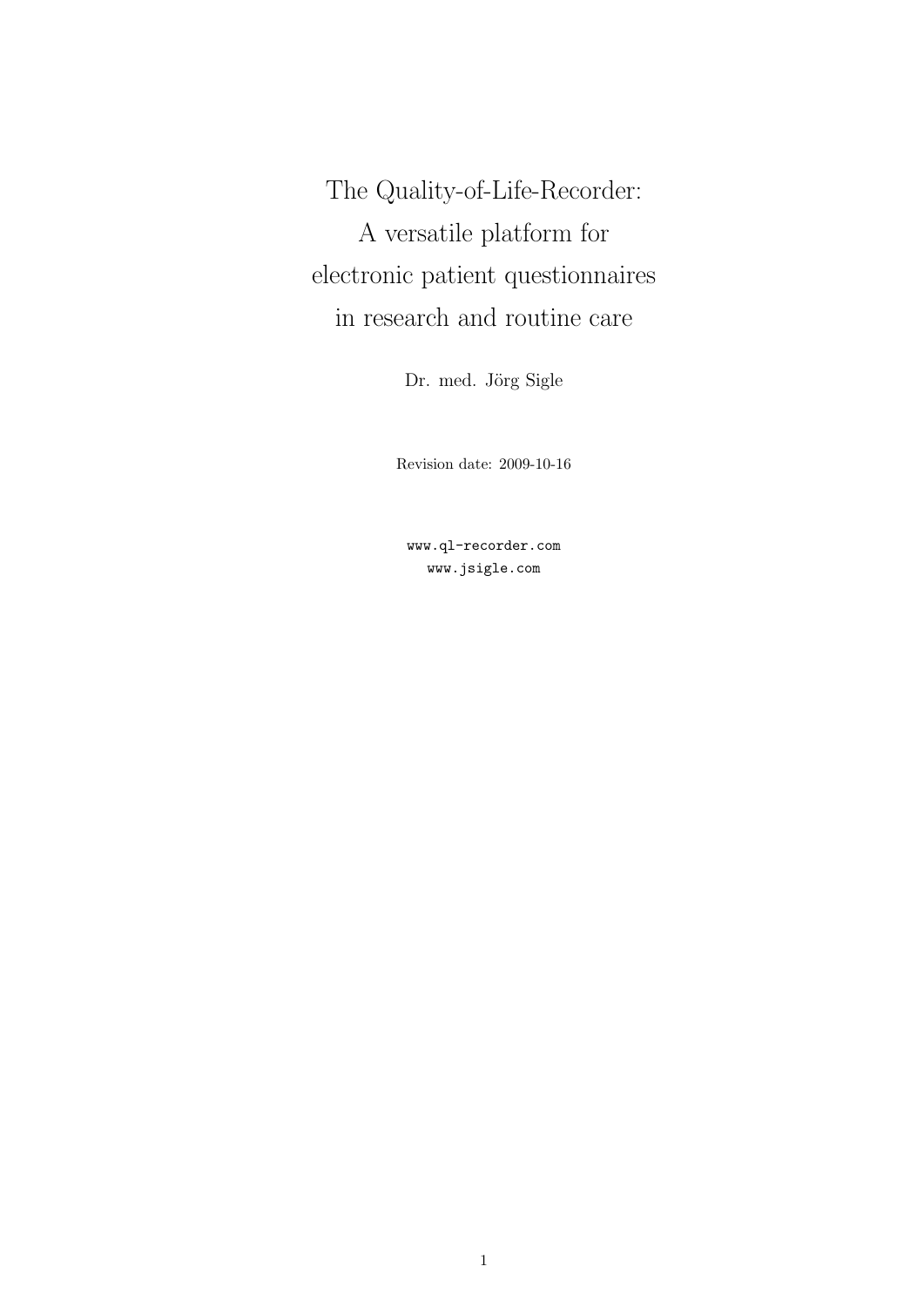# The Quality-of-Life-Recorder: A versatile platform for electronic patient questionnaires in research and routine care

Dr. med. Jörg Sigle

Revision date: 2009-10-16

www.ql-recorder.com
www.jsigle.com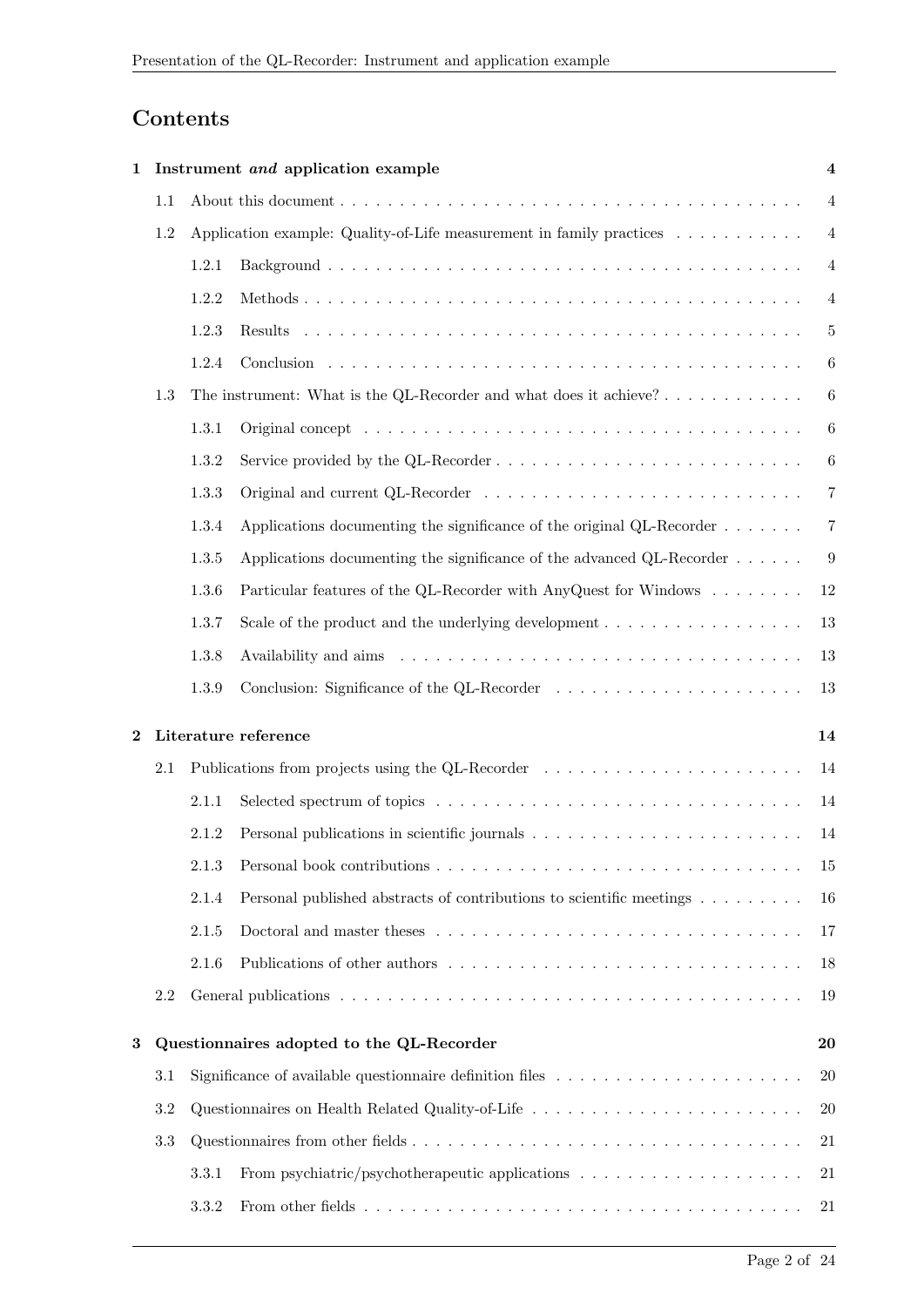# Contents

**1 Instrument *and* application example** — 4

- 1.1 About this document — 4
- 1.2 Application example: Quality-of-Life measurement in family practices — 4
  - 1.2.1 Background — 4
  - 1.2.2 Methods — 4
  - 1.2.3 Results — 5
  - 1.2.4 Conclusion — 6
- 1.3 The instrument: What is the QL-Recorder and what does it achieve? — 6
  - 1.3.1 Original concept — 6
  - 1.3.2 Service provided by the QL-Recorder — 6
  - 1.3.3 Original and current QL-Recorder — 7
  - 1.3.4 Applications documenting the significance of the original QL-Recorder — 7
  - 1.3.5 Applications documenting the significance of the advanced QL-Recorder — 9
  - 1.3.6 Particular features of the QL-Recorder with AnyQuest for Windows — 12
  - 1.3.7 Scale of the product and the underlying development — 13
  - 1.3.8 Availability and aims — 13
  - 1.3.9 Conclusion: Significance of the QL-Recorder — 13

**2 Literature reference** — 14

- 2.1 Publications from projects using the QL-Recorder — 14
  - 2.1.1 Selected spectrum of topics — 14
  - 2.1.2 Personal publications in scientific journals — 14
  - 2.1.3 Personal book contributions — 15
  - 2.1.4 Personal published abstracts of contributions to scientific meetings — 16
  - 2.1.5 Doctoral and master theses — 17
  - 2.1.6 Publications of other authors — 18
- 2.2 General publications — 19

**3 Questionnaires adopted to the QL-Recorder** — 20

- 3.1 Significance of available questionnaire definition files — 20
- 3.2 Questionnaires on Health Related Quality-of-Life — 20
- 3.3 Questionnaires from other fields — 21
  - 3.3.1 From psychiatric/psychotherapeutic applications — 21
  - 3.3.2 From other fields — 21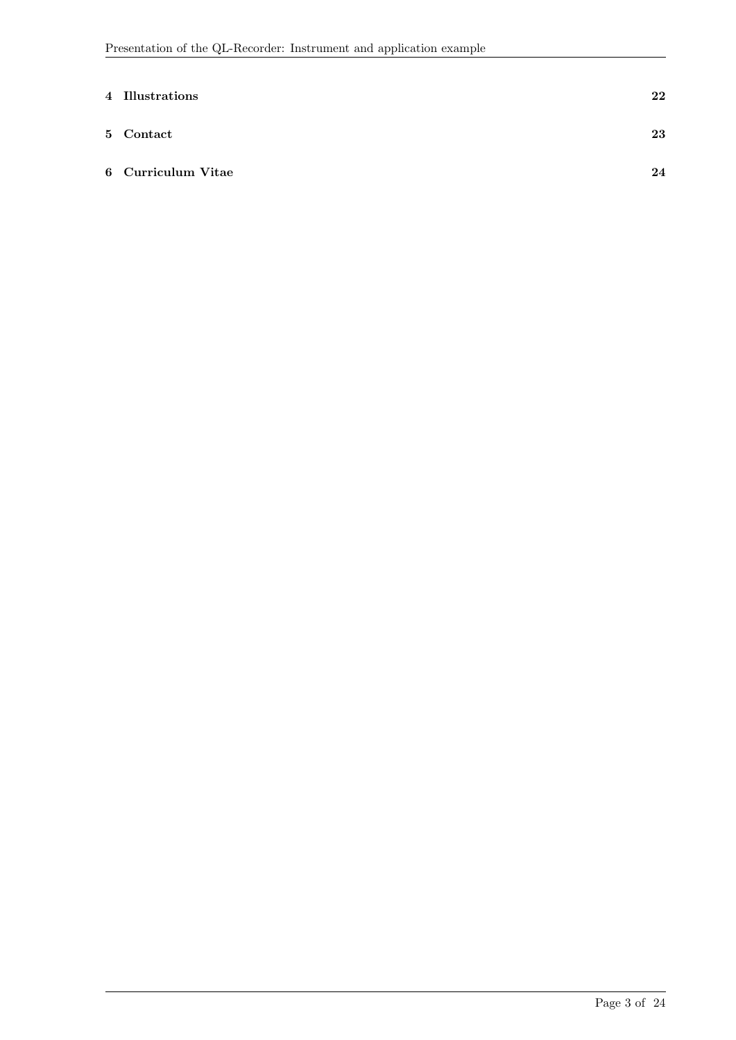| | |
|---|---|
| **4 Illustrations** | **22** |
| **5 Contact** | **23** |
| **6 Curriculum Vitae** | **24** |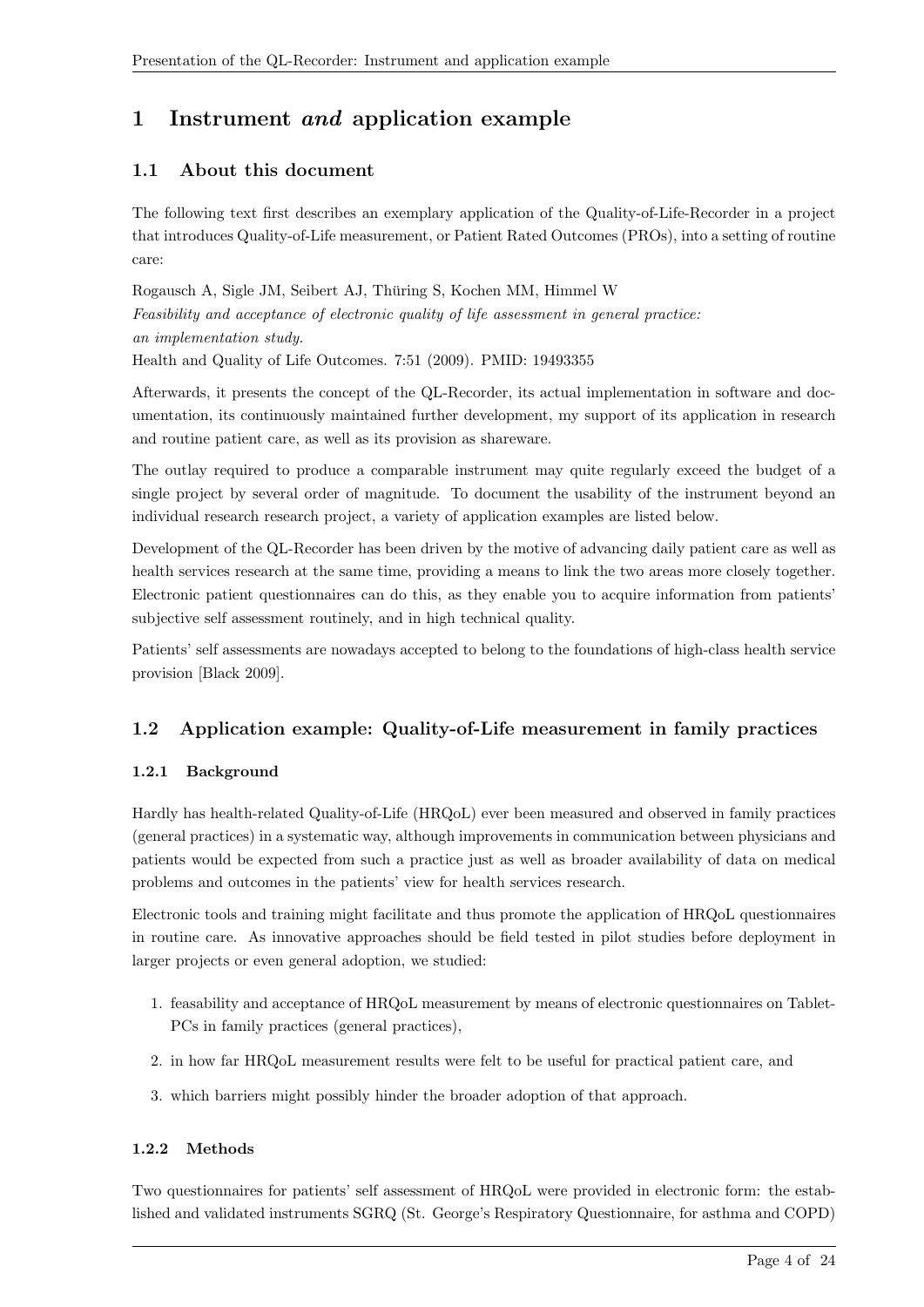# 1 Instrument *and* application example

## 1.1 About this document

The following text first describes an exemplary application of the Quality-of-Life-Recorder in a project that introduces Quality-of-Life measurement, or Patient Rated Outcomes (PROs), into a setting of routine care:

Rogausch A, Sigle JM, Seibert AJ, Thüring S, Kochen MM, Himmel W
*Feasibility and acceptance of electronic quality of life assessment in general practice: an implementation study.*
Health and Quality of Life Outcomes. 7:51 (2009). PMID: 19493355

Afterwards, it presents the concept of the QL-Recorder, its actual implementation in software and documentation, its continuously maintained further development, my support of its application in research and routine patient care, as well as its provision as shareware.

The outlay required to produce a comparable instrument may quite regularly exceed the budget of a single project by several order of magnitude. To document the usability of the instrument beyond an individual research research project, a variety of application examples are listed below.

Development of the QL-Recorder has been driven by the motive of advancing daily patient care as well as health services research at the same time, providing a means to link the two areas more closely together. Electronic patient questionnaires can do this, as they enable you to acquire information from patients' subjective self assessment routinely, and in high technical quality.

Patients' self assessments are nowadays accepted to belong to the foundations of high-class health service provision [Black 2009].

## 1.2 Application example: Quality-of-Life measurement in family practices

### 1.2.1 Background

Hardly has health-related Quality-of-Life (HRQoL) ever been measured and observed in family practices (general practices) in a systematic way, although improvements in communication between physicians and patients would be expected from such a practice just as well as broader availability of data on medical problems and outcomes in the patients' view for health services research.

Electronic tools and training might facilitate and thus promote the application of HRQoL questionnaires in routine care. As innovative approaches should be field tested in pilot studies before deployment in larger projects or even general adoption, we studied:

1. feasability and acceptance of HRQoL measurement by means of electronic questionnaires on Tablet-PCs in family practices (general practices),
2. in how far HRQoL measurement results were felt to be useful for practical patient care, and
3. which barriers might possibly hinder the broader adoption of that approach.

### 1.2.2 Methods

Two questionnaires for patients' self assessment of HRQoL were provided in electronic form: the established and validated instruments SGRQ (St. George's Respiratory Questionnaire, for asthma and COPD)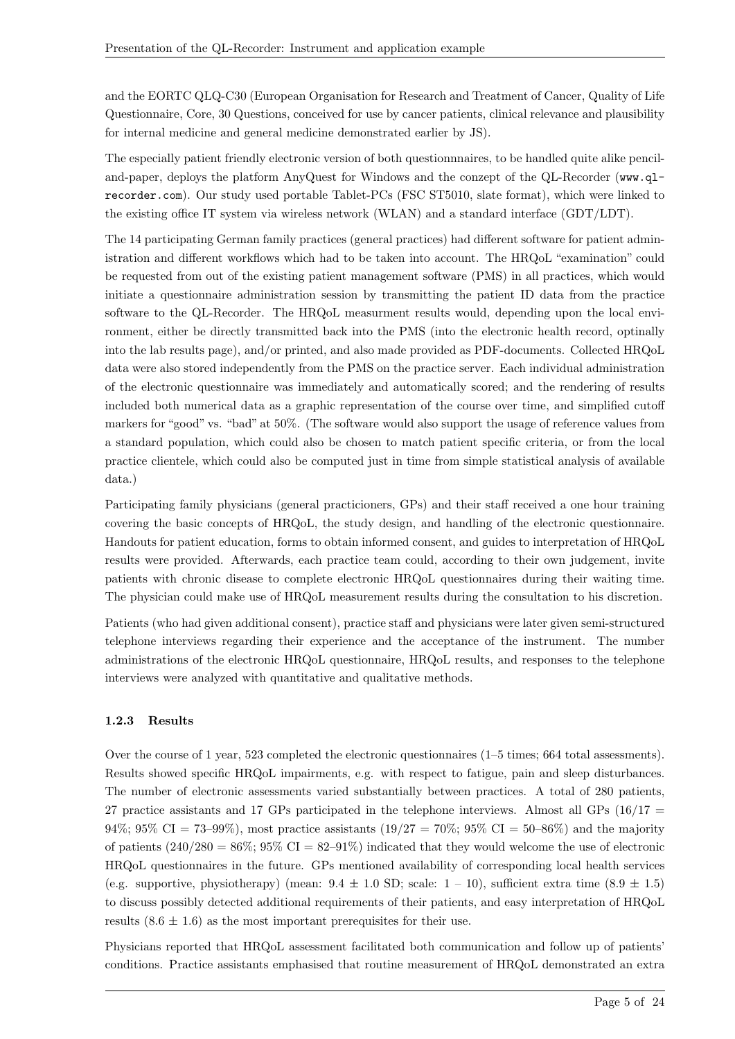and the EORTC QLQ-C30 (European Organisation for Research and Treatment of Cancer, Quality of Life Questionnaire, Core, 30 Questions, conceived for use by cancer patients, clinical relevance and plausibility for internal medicine and general medicine demonstrated earlier by JS).

The especially patient friendly electronic version of both questionnnaires, to be handled quite alike pencil-and-paper, deploys the platform AnyQuest for Windows and the conzept of the QL-Recorder (www.ql-recorder.com). Our study used portable Tablet-PCs (FSC ST5010, slate format), which were linked to the existing office IT system via wireless network (WLAN) and a standard interface (GDT/LDT).

The 14 participating German family practices (general practices) had different software for patient administration and different workflows which had to be taken into account. The HRQoL "examination" could be requested from out of the existing patient management software (PMS) in all practices, which would initiate a questionnaire administration session by transmitting the patient ID data from the practice software to the QL-Recorder. The HRQoL measurment results would, depending upon the local environment, either be directly transmitted back into the PMS (into the electronic health record, optinally into the lab results page), and/or printed, and also made provided as PDF-documents. Collected HRQoL data were also stored independently from the PMS on the practice server. Each individual administration of the electronic questionnaire was immediately and automatically scored; and the rendering of results included both numerical data as a graphic representation of the course over time, and simplified cutoff markers for "good" vs. "bad" at 50%. (The software would also support the usage of reference values from a standard population, which could also be chosen to match patient specific criteria, or from the local practice clientele, which could also be computed just in time from simple statistical analysis of available data.)

Participating family physicians (general practicioners, GPs) and their staff received a one hour training covering the basic concepts of HRQoL, the study design, and handling of the electronic questionnaire. Handouts for patient education, forms to obtain informed consent, and guides to interpretation of HRQoL results were provided. Afterwards, each practice team could, according to their own judgement, invite patients with chronic disease to complete electronic HRQoL questionnaires during their waiting time. The physician could make use of HRQoL measurement results during the consultation to his discretion.

Patients (who had given additional consent), practice staff and physicians were later given semi-structured telephone interviews regarding their experience and the acceptance of the instrument. The number administrations of the electronic HRQoL questionnaire, HRQoL results, and responses to the telephone interviews were analyzed with quantitative and qualitative methods.

### 1.2.3 Results

Over the course of 1 year, 523 completed the electronic questionnaires (1–5 times; 664 total assessments). Results showed specific HRQoL impairments, e.g. with respect to fatigue, pain and sleep disturbances. The number of electronic assessments varied substantially between practices. A total of 280 patients, 27 practice assistants and 17 GPs participated in the telephone interviews. Almost all GPs ($16/17 =$ 94%; 95% CI = 73–99%), most practice assistants ($19/27 =$ 70%; 95% CI = 50–86%) and the majority of patients ($240/280 =$ 86%; 95% CI = 82–91%) indicated that they would welcome the use of electronic HRQoL questionnaires in the future. GPs mentioned availability of corresponding local health services (e.g. supportive, physiotherapy) (mean: $9.4 \pm 1.0$ SD; scale: 1 – 10), sufficient extra time ($8.9 \pm 1.5$) to discuss possibly detected additional requirements of their patients, and easy interpretation of HRQoL results ($8.6 \pm 1.6$) as the most important prerequisites for their use.

Physicians reported that HRQoL assessment facilitated both communication and follow up of patients' conditions. Practice assistants emphasised that routine measurement of HRQoL demonstrated an extra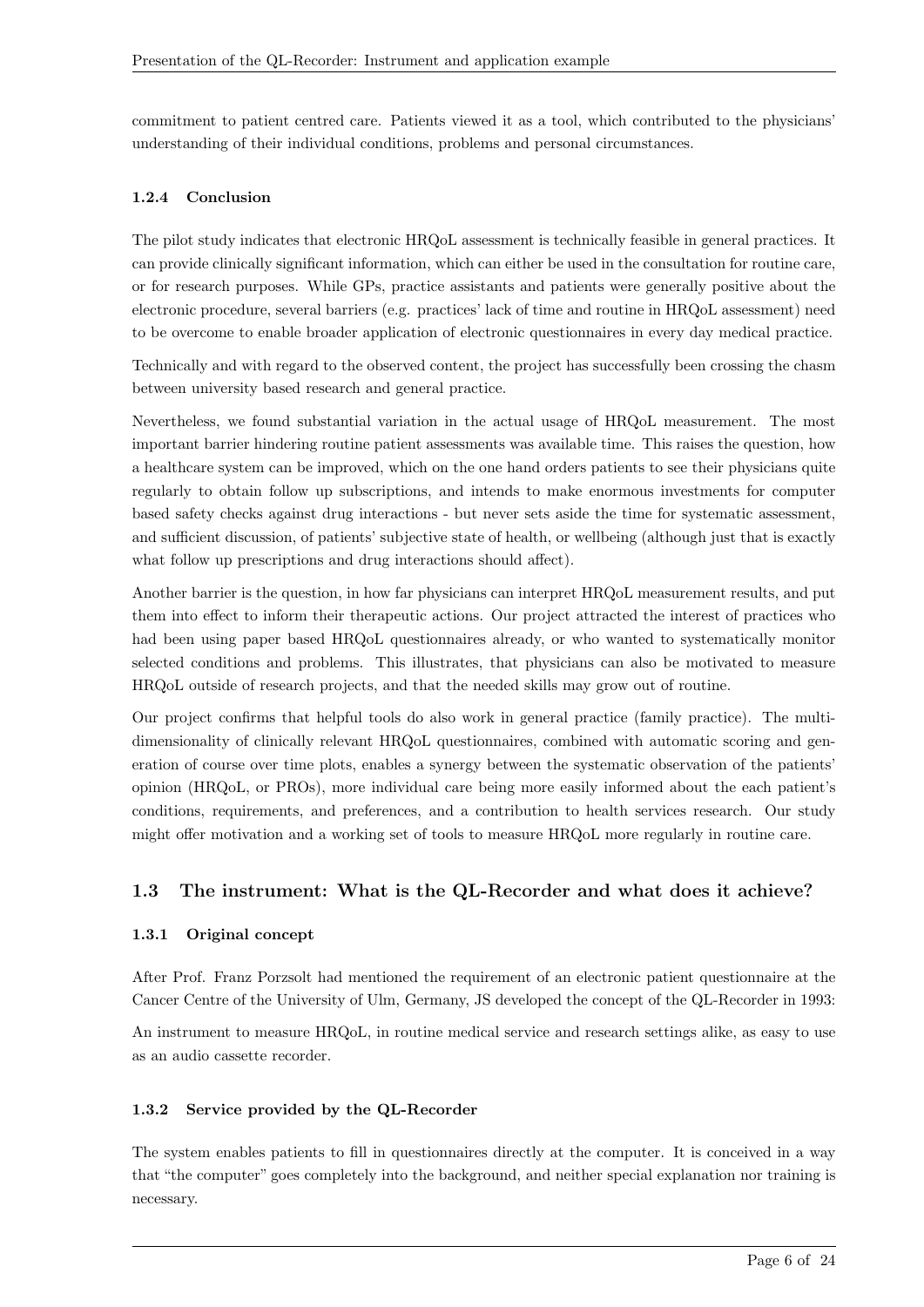commitment to patient centred care. Patients viewed it as a tool, which contributed to the physicians' understanding of their individual conditions, problems and personal circumstances.

### 1.2.4 Conclusion

The pilot study indicates that electronic HRQoL assessment is technically feasible in general practices. It can provide clinically significant information, which can either be used in the consultation for routine care, or for research purposes. While GPs, practice assistants and patients were generally positive about the electronic procedure, several barriers (e.g. practices' lack of time and routine in HRQoL assessment) need to be overcome to enable broader application of electronic questionnaires in every day medical practice.

Technically and with regard to the observed content, the project has successfully been crossing the chasm between university based research and general practice.

Nevertheless, we found substantial variation in the actual usage of HRQoL measurement. The most important barrier hindering routine patient assessments was available time. This raises the question, how a healthcare system can be improved, which on the one hand orders patients to see their physicians quite regularly to obtain follow up subscriptions, and intends to make enormous investments for computer based safety checks against drug interactions - but never sets aside the time for systematic assessment, and sufficient discussion, of patients' subjective state of health, or wellbeing (although just that is exactly what follow up prescriptions and drug interactions should affect).

Another barrier is the question, in how far physicians can interpret HRQoL measurement results, and put them into effect to inform their therapeutic actions. Our project attracted the interest of practices who had been using paper based HRQoL questionnaires already, or who wanted to systematically monitor selected conditions and problems. This illustrates, that physicians can also be motivated to measure HRQoL outside of research projects, and that the needed skills may grow out of routine.

Our project confirms that helpful tools do also work in general practice (family practice). The multi-dimensionality of clinically relevant HRQoL questionnaires, combined with automatic scoring and generation of course over time plots, enables a synergy between the systematic observation of the patients' opinion (HRQoL, or PROs), more individual care being more easily informed about the each patient's conditions, requirements, and preferences, and a contribution to health services research. Our study might offer motivation and a working set of tools to measure HRQoL more regularly in routine care.

## 1.3 The instrument: What is the QL-Recorder and what does it achieve?

### 1.3.1 Original concept

After Prof. Franz Porzsolt had mentioned the requirement of an electronic patient questionnaire at the Cancer Centre of the University of Ulm, Germany, JS developed the concept of the QL-Recorder in 1993:

An instrument to measure HRQoL, in routine medical service and research settings alike, as easy to use as an audio cassette recorder.

### 1.3.2 Service provided by the QL-Recorder

The system enables patients to fill in questionnaires directly at the computer. It is conceived in a way that "the computer" goes completely into the background, and neither special explanation nor training is necessary.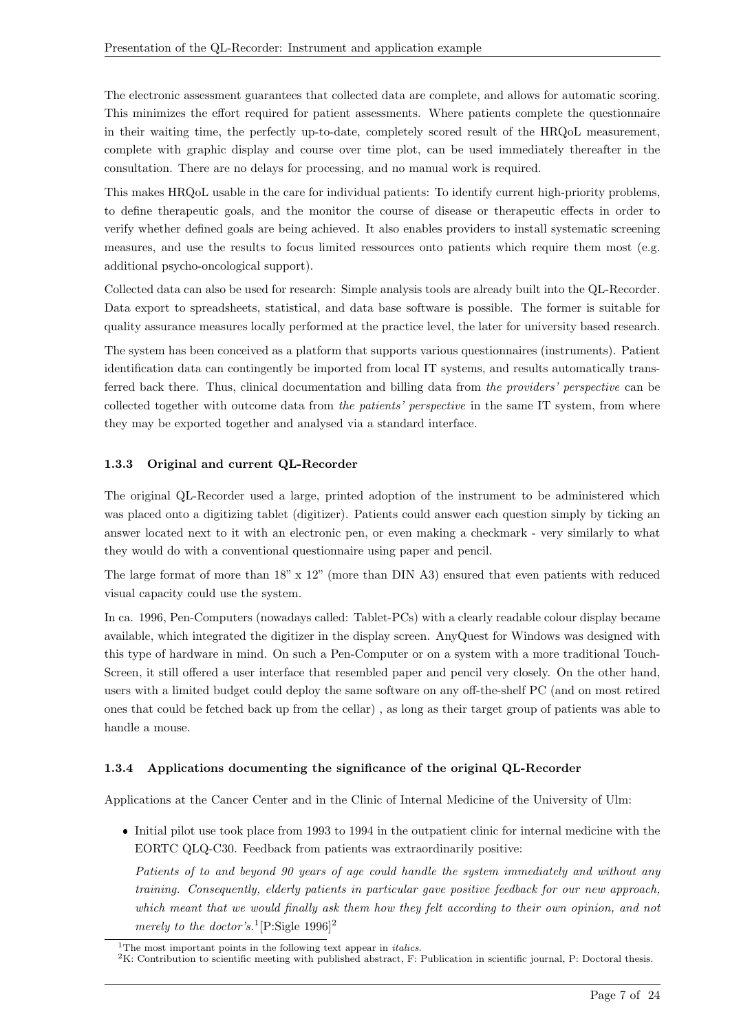The electronic assessment guarantees that collected data are complete, and allows for automatic scoring. This minimizes the effort required for patient assessments. Where patients complete the questionnaire in their waiting time, the perfectly up-to-date, completely scored result of the HRQoL measurement, complete with graphic display and course over time plot, can be used immediately thereafter in the consultation. There are no delays for processing, and no manual work is required.

This makes HRQoL usable in the care for individual patients: To identify current high-priority problems, to define therapeutic goals, and the monitor the course of disease or therapeutic effects in order to verify whether defined goals are being achieved. It also enables providers to install systematic screening measures, and use the results to focus limited ressources onto patients which require them most (e.g. additional psycho-oncological support).

Collected data can also be used for research: Simple analysis tools are already built into the QL-Recorder. Data export to spreadsheets, statistical, and data base software is possible. The former is suitable for quality assurance measures locally performed at the practice level, the later for university based research.

The system has been conceived as a platform that supports various questionnaires (instruments). Patient identification data can contingently be imported from local IT systems, and results automatically transferred back there. Thus, clinical documentation and billing data from *the providers' perspective* can be collected together with outcome data from *the patients' perspective* in the same IT system, from where they may be exported together and analysed via a standard interface.

### 1.3.3 Original and current QL-Recorder

The original QL-Recorder used a large, printed adoption of the instrument to be administered which was placed onto a digitizing tablet (digitizer). Patients could answer each question simply by ticking an answer located next to it with an electronic pen, or even making a checkmark - very similarly to what they would do with a conventional questionnaire using paper and pencil.

The large format of more than 18" x 12" (more than DIN A3) ensured that even patients with reduced visual capacity could use the system.

In ca. 1996, Pen-Computers (nowadays called: Tablet-PCs) with a clearly readable colour display became available, which integrated the digitizer in the display screen. AnyQuest for Windows was designed with this type of hardware in mind. On such a Pen-Computer or on a system with a more traditional Touch-Screen, it still offered a user interface that resembled paper and pencil very closely. On the other hand, users with a limited budget could deploy the same software on any off-the-shelf PC (and on most retired ones that could be fetched back up from the cellar) , as long as their target group of patients was able to handle a mouse.

### 1.3.4 Applications documenting the significance of the original QL-Recorder

Applications at the Cancer Center and in the Clinic of Internal Medicine of the University of Ulm:

- Initial pilot use took place from 1993 to 1994 in the outpatient clinic for internal medicine with the EORTC QLQ-C30. Feedback from patients was extraordinarily positive:

  *Patients of to and beyond 90 years of age could handle the system immediately and without any training. Consequently, elderly patients in particular gave positive feedback for our new approach, which meant that we would finally ask them how they felt according to their own opinion, and not merely to the doctor's.*[1] [P:Sigle 1996][2]

[1] The most important points in the following text appear in *italics*.

[2] K: Contribution to scientific meeting with published abstract, F: Publication in scientific journal, P: Doctoral thesis.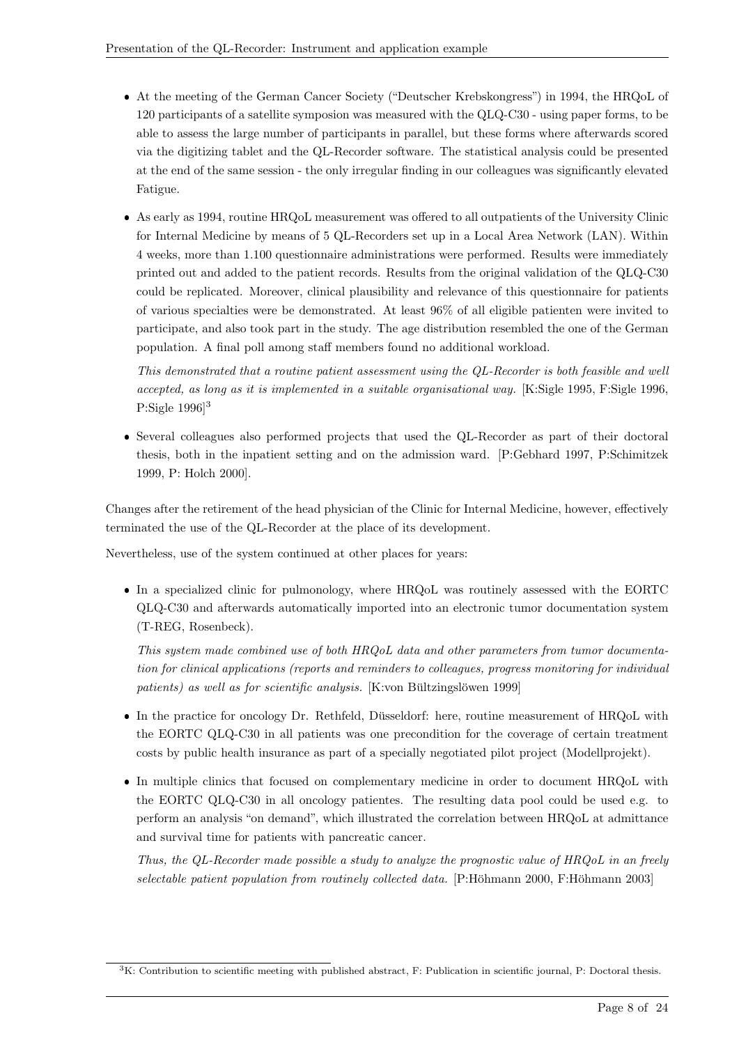- At the meeting of the German Cancer Society ("Deutscher Krebskongress") in 1994, the HRQoL of 120 participants of a satellite symposion was measured with the QLQ-C30 - using paper forms, to be able to assess the large number of participants in parallel, but these forms where afterwards scored via the digitizing tablet and the QL-Recorder software. The statistical analysis could be presented at the end of the same session - the only irregular finding in our colleagues was significantly elevated Fatigue.

- As early as 1994, routine HRQoL measurement was offered to all outpatients of the University Clinic for Internal Medicine by means of 5 QL-Recorders set up in a Local Area Network (LAN). Within 4 weeks, more than 1.100 questionnaire administrations were performed. Results were immediately printed out and added to the patient records. Results from the original validation of the QLQ-C30 could be replicated. Moreover, clinical plausibility and relevance of this questionnaire for patients of various specialties were be demonstrated. At least 96% of all eligible patienten were invited to participate, and also took part in the study. The age distribution resembled the one of the German population. A final poll among staff members found no additional workload.

  *This demonstrated that a routine patient assessment using the QL-Recorder is both feasible and well accepted, as long as it is implemented in a suitable organisational way.* [K:Sigle 1995, F:Sigle 1996, P:Sigle 1996][3]

- Several colleagues also performed projects that used the QL-Recorder as part of their doctoral thesis, both in the inpatient setting and on the admission ward. [P:Gebhard 1997, P:Schimitzek 1999, P: Holch 2000].

Changes after the retirement of the head physician of the Clinic for Internal Medicine, however, effectively terminated the use of the QL-Recorder at the place of its development.

Nevertheless, use of the system continued at other places for years:

- In a specialized clinic for pulmonology, where HRQoL was routinely assessed with the EORTC QLQ-C30 and afterwards automatically imported into an electronic tumor documentation system (T-REG, Rosenbeck).

  *This system made combined use of both HRQoL data and other parameters from tumor documentation for clinical applications (reports and reminders to colleagues, progress monitoring for individual patients) as well as for scientific analysis.* [K:von Bültzingslöwen 1999]

- In the practice for oncology Dr. Rethfeld, Düsseldorf: here, routine measurement of HRQoL with the EORTC QLQ-C30 in all patients was one precondition for the coverage of certain treatment costs by public health insurance as part of a specially negotiated pilot project (Modellprojekt).

- In multiple clinics that focused on complementary medicine in order to document HRQoL with the EORTC QLQ-C30 in all oncology patientes. The resulting data pool could be used e.g. to perform an analysis "on demand", which illustrated the correlation between HRQoL at admittance and survival time for patients with pancreatic cancer.

  *Thus, the QL-Recorder made possible a study to analyze the prognostic value of HRQoL in an freely selectable patient population from routinely collected data.* [P:Höhmann 2000, F:Höhmann 2003]

[3] K: Contribution to scientific meeting with published abstract, F: Publication in scientific journal, P: Doctoral thesis.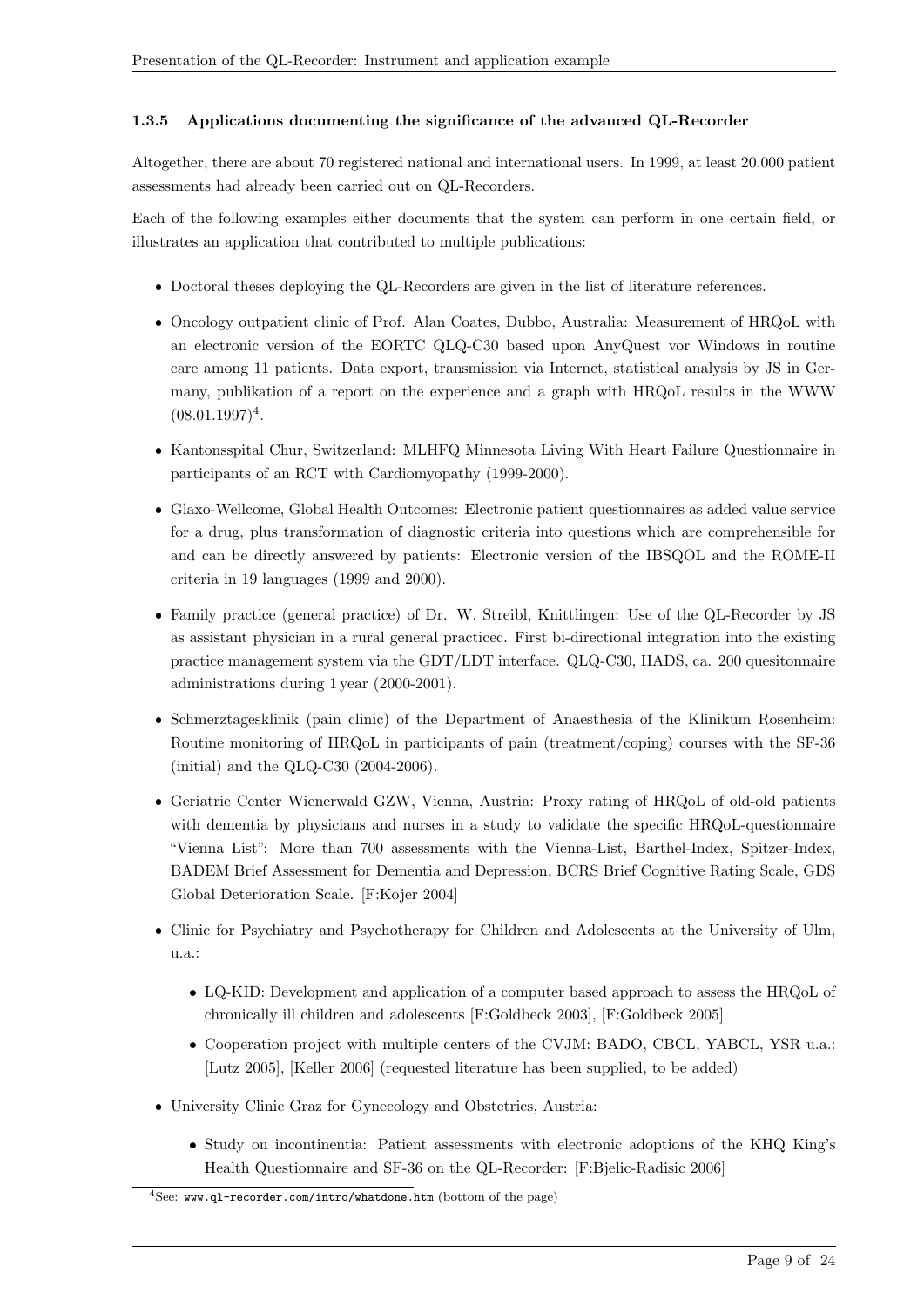### 1.3.5 Applications documenting the significance of the advanced QL-Recorder

Altogether, there are about 70 registered national and international users. In 1999, at least 20.000 patient assessments had already been carried out on QL-Recorders.

Each of the following examples either documents that the system can perform in one certain field, or illustrates an application that contributed to multiple publications:

- Doctoral theses deploying the QL-Recorders are given in the list of literature references.
- Oncology outpatient clinic of Prof. Alan Coates, Dubbo, Australia: Measurement of HRQoL with an electronic version of the EORTC QLQ-C30 based upon AnyQuest vor Windows in routine care among 11 patients. Data export, transmission via Internet, statistical analysis by JS in Germany, publikation of a report on the experience and a graph with HRQoL results in the WWW (08.01.1997)[4].
- Kantonsspital Chur, Switzerland: MLHFQ Minnesota Living With Heart Failure Questionnaire in participants of an RCT with Cardiomyopathy (1999-2000).
- Glaxo-Wellcome, Global Health Outcomes: Electronic patient questionnaires as added value service for a drug, plus transformation of diagnostic criteria into questions which are comprehensible for and can be directly answered by patients: Electronic version of the IBSQOL and the ROME-II criteria in 19 languages (1999 and 2000).
- Family practice (general practice) of Dr. W. Streibl, Knittlingen: Use of the QL-Recorder by JS as assistant physician in a rural general practicec. First bi-directional integration into the existing practice management system via the GDT/LDT interface. QLQ-C30, HADS, ca. 200 quesitonnaire administrations during 1 year (2000-2001).
- Schmerztagesklinik (pain clinic) of the Department of Anaesthesia of the Klinikum Rosenheim: Routine monitoring of HRQoL in participants of pain (treatment/coping) courses with the SF-36 (initial) and the QLQ-C30 (2004-2006).
- Geriatric Center Wienerwald GZW, Vienna, Austria: Proxy rating of HRQoL of old-old patients with dementia by physicians and nurses in a study to validate the specific HRQoL-questionnaire "Vienna List": More than 700 assessments with the Vienna-List, Barthel-Index, Spitzer-Index, BADEM Brief Assessment for Dementia and Depression, BCRS Brief Cognitive Rating Scale, GDS Global Deterioration Scale. [F:Kojer 2004]
- Clinic for Psychiatry and Psychotherapy for Children and Adolescents at the University of Ulm, u.a.:
  - LQ-KID: Development and application of a computer based approach to assess the HRQoL of chronically ill children and adolescents [F:Goldbeck 2003], [F:Goldbeck 2005]
  - Cooperation project with multiple centers of the CVJM: BADO, CBCL, YABCL, YSR u.a.: [Lutz 2005], [Keller 2006] (requested literature has been supplied, to be added)
- University Clinic Graz for Gynecology and Obstetrics, Austria:
  - Study on incontinentia: Patient assessments with electronic adoptions of the KHQ King's Health Questionnaire and SF-36 on the QL-Recorder: [F:Bjelic-Radisic 2006]

[4] See: www.ql-recorder.com/intro/whatdone.htm (bottom of the page)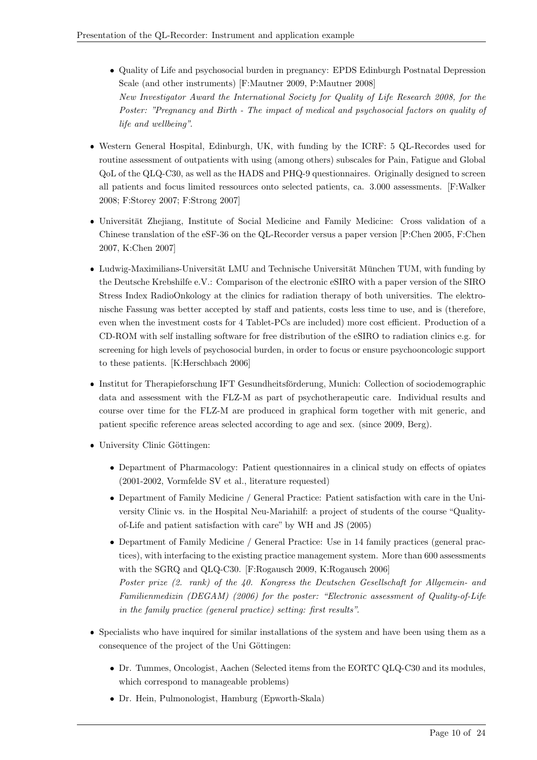- Quality of Life and psychosocial burden in pregnancy: EPDS Edinburgh Postnatal Depression Scale (and other instruments) [F:Mautner 2009, P:Mautner 2008]
  *New Investigator Award the International Society for Quality of Life Research 2008, for the Poster: "Pregnancy and Birth - The impact of medical and psychosocial factors on quality of life and wellbeing".*

- Western General Hospital, Edinburgh, UK, with funding by the ICRF: 5 QL-Recordes used for routine assessment of outpatients with using (among others) subscales for Pain, Fatigue and Global QoL of the QLQ-C30, as well as the HADS and PHQ-9 questionnaires. Originally designed to screen all patients and focus limited ressources onto selected patients, ca. 3.000 assessments. [F:Walker 2008; F:Storey 2007; F:Strong 2007]

- Universität Zhejiang, Institute of Social Medicine and Family Medicine: Cross validation of a Chinese translation of the eSF-36 on the QL-Recorder versus a paper version [P:Chen 2005, F:Chen 2007, K:Chen 2007]

- Ludwig-Maximilians-Universität LMU and Technische Universität München TUM, with funding by the Deutsche Krebshilfe e.V.: Comparison of the electronic eSIRO with a paper version of the SIRO Stress Index RadioOnkology at the clinics for radiation therapy of both universities. The elektronische Fassung was better accepted by staff and patients, costs less time to use, and is (therefore, even when the investment costs for 4 Tablet-PCs are included) more cost efficient. Production of a CD-ROM with self installing software for free distribution of the eSIRO to radiation clinics e.g. for screening for high levels of psychosocial burden, in order to focus or ensure psychooncologic support to these patients. [K:Herschbach 2006]

- Institut for Therapieforschung IFT Gesundheitsförderung, Munich: Collection of sociodemographic data and assessment with the FLZ-M as part of psychotherapeutic care. Individual results and course over time for the FLZ-M are produced in graphical form together with mit generic, and patient specific reference areas selected according to age and sex. (since 2009, Berg).

- University Clinic Göttingen:
  - Department of Pharmacology: Patient questionnaires in a clinical study on effects of opiates (2001-2002, Vormfelde SV et al., literature requested)
  - Department of Family Medicine / General Practice: Patient satisfaction with care in the University Clinic vs. in the Hospital Neu-Mariahilf: a project of students of the course "Quality-of-Life and patient satisfaction with care" by WH and JS (2005)
  - Department of Family Medicine / General Practice: Use in 14 family practices (general practices), with interfacing to the existing practice management system. More than 600 assessments with the SGRQ and QLQ-C30. [F:Rogausch 2009, K:Rogausch 2006]
    *Poster prize (2. rank) of the 40. Kongress the Deutschen Gesellschaft for Allgemein- and Familienmedizin (DEGAM) (2006) for the poster: "Electronic assessment of Quality-of-Life in the family practice (general practice) setting: first results".*

- Specialists who have inquired for similar installations of the system and have been using them as a consequence of the project of the Uni Göttingen:
  - Dr. Tummes, Oncologist, Aachen (Selected items from the EORTC QLQ-C30 and its modules, which correspond to manageable problems)
  - Dr. Hein, Pulmonologist, Hamburg (Epworth-Skala)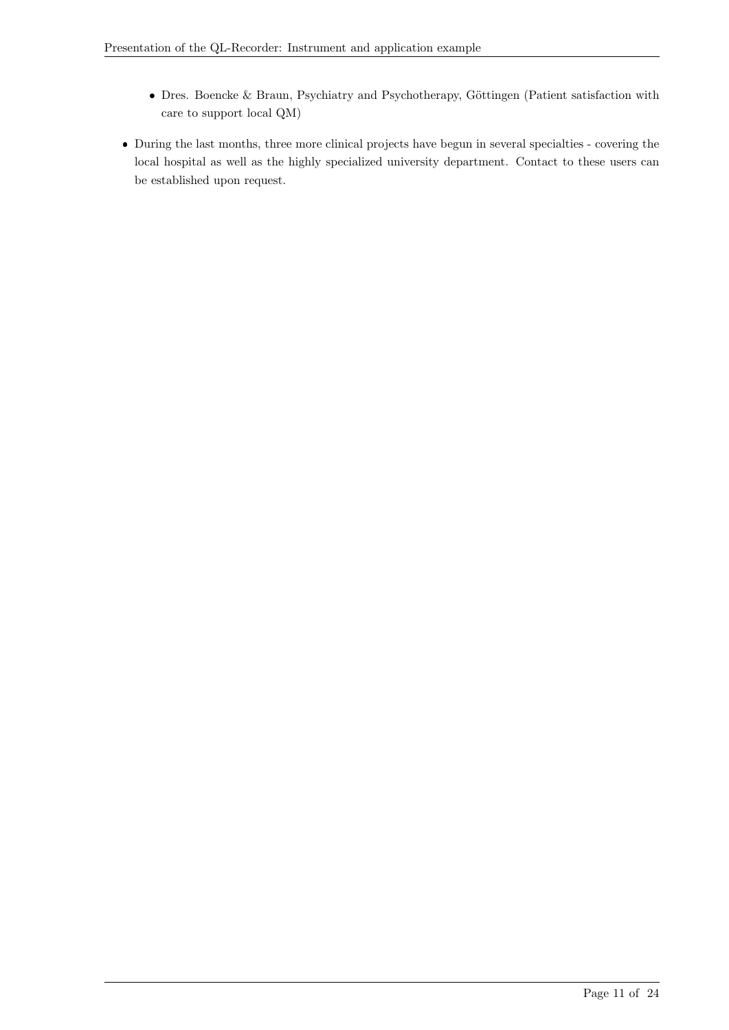- Dres. Boencke & Braun, Psychiatry and Psychotherapy, Göttingen (Patient satisfaction with care to support local QM)

- During the last months, three more clinical projects have begun in several specialties - covering the local hospital as well as the highly specialized university department. Contact to these users can be established upon request.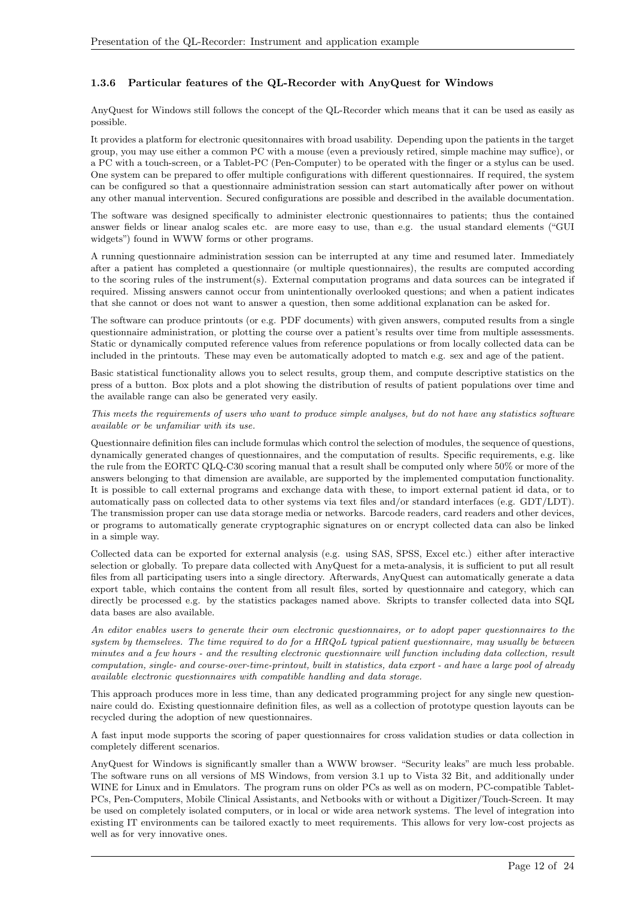### 1.3.6 Particular features of the QL-Recorder with AnyQuest for Windows

AnyQuest for Windows still follows the concept of the QL-Recorder which means that it can be used as easily as possible.

It provides a platform for electronic quesitonnaires with broad usability. Depending upon the patients in the target group, you may use either a common PC with a mouse (even a previously retired, simple machine may suffice), or a PC with a touch-screen, or a Tablet-PC (Pen-Computer) to be operated with the finger or a stylus can be used. One system can be prepared to offer multiple configurations with different questionnaires. If required, the system can be configured so that a questionnaire administration session can start automatically after power on without any other manual intervention. Secured configurations are possible and described in the available documentation.

The software was designed specifically to administer electronic questionnaires to patients; thus the contained answer fields or linear analog scales etc. are more easy to use, than e.g. the usual standard elements ("GUI widgets") found in WWW forms or other programs.

A running questionnaire administration session can be interrupted at any time and resumed later. Immediately after a patient has completed a questionnaire (or multiple questionnaires), the results are computed according to the scoring rules of the instrument(s). External computation programs and data sources can be integrated if required. Missing answers cannot occur from unintentionally overlooked questions; and when a patient indicates that she cannot or does not want to answer a question, then some additional explanation can be asked for.

The software can produce printouts (or e.g. PDF documents) with given answers, computed results from a single questionnaire administration, or plotting the course over a patient's results over time from multiple assessments. Static or dynamically computed reference values from reference populations or from locally collected data can be included in the printouts. These may even be automatically adopted to match e.g. sex and age of the patient.

Basic statistical functionality allows you to select results, group them, and compute descriptive statistics on the press of a button. Box plots and a plot showing the distribution of results of patient populations over time and the available range can also be generated very easily.

*This meets the requirements of users who want to produce simple analyses, but do not have any statistics software available or be unfamiliar with its use.*

Questionnaire definition files can include formulas which control the selection of modules, the sequence of questions, dynamically generated changes of questionnaires, and the computation of results. Specific requirements, e.g. like the rule from the EORTC QLQ-C30 scoring manual that a result shall be computed only where 50% or more of the answers belonging to that dimension are available, are supported by the implemented computation functionality. It is possible to call external programs and exchange data with these, to import external patient id data, or to automatically pass on collected data to other systems via text files and/or standard interfaces (e.g. GDT/LDT). The transmission proper can use data storage media or networks. Barcode readers, card readers and other devices, or programs to automatically generate cryptographic signatures on or encrypt collected data can also be linked in a simple way.

Collected data can be exported for external analysis (e.g. using SAS, SPSS, Excel etc.) either after interactive selection or globally. To prepare data collected with AnyQuest for a meta-analysis, it is sufficient to put all result files from all participating users into a single directory. Afterwards, AnyQuest can automatically generate a data export table, which contains the content from all result files, sorted by questionnaire and category, which can directly be processed e.g. by the statistics packages named above. Skripts to transfer collected data into SQL data bases are also available.

*An editor enables users to generate their own electronic questionnaires, or to adopt paper questionnaires to the system by themselves. The time required to do for a HRQoL typical patient questionnaire, may usually be between minutes and a few hours - and the resulting electronic questionnaire will function including data collection, result computation, single- and course-over-time-printout, built in statistics, data export - and have a large pool of already available electronic questionnaires with compatible handling and data storage.*

This approach produces more in less time, than any dedicated programming project for any single new questionnaire could do. Existing questionnaire definition files, as well as a collection of prototype question layouts can be recycled during the adoption of new questionnaires.

A fast input mode supports the scoring of paper questionnaires for cross validation studies or data collection in completely different scenarios.

AnyQuest for Windows is significantly smaller than a WWW browser. "Security leaks" are much less probable. The software runs on all versions of MS Windows, from version 3.1 up to Vista 32 Bit, and additionally under WINE for Linux and in Emulators. The program runs on older PCs as well as on modern, PC-compatible Tablet-PCs, Pen-Computers, Mobile Clinical Assistants, and Netbooks with or without a Digitizer/Touch-Screen. It may be used on completely isolated computers, or in local or wide area network systems. The level of integration into existing IT environments can be tailored exactly to meet requirements. This allows for very low-cost projects as well as for very innovative ones.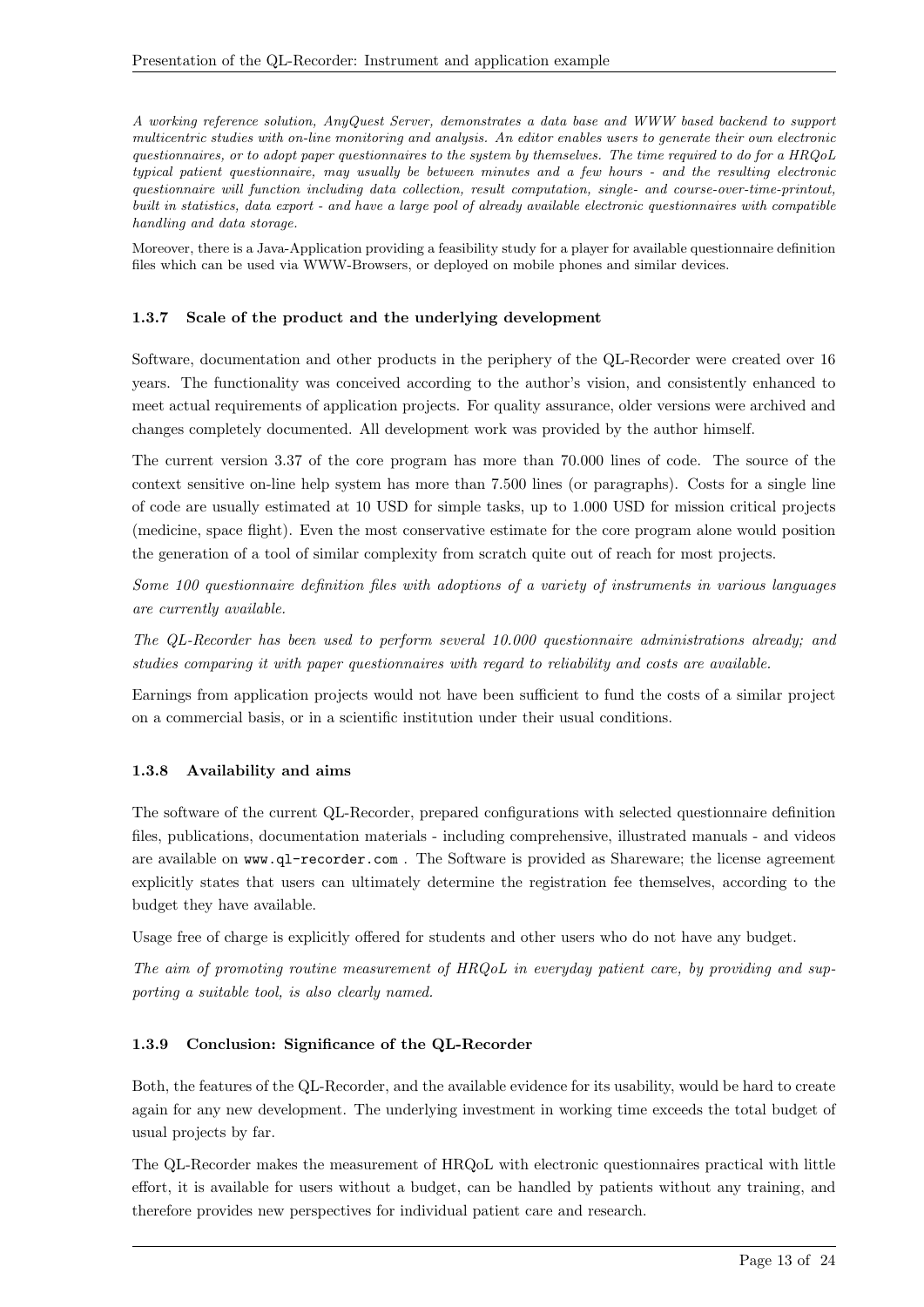*A working reference solution, AnyQuest Server, demonstrates a data base and WWW based backend to support multicentric studies with on-line monitoring and analysis. An editor enables users to generate their own electronic questionnaires, or to adopt paper questionnaires to the system by themselves. The time required to do for a HRQoL typical patient questionnaire, may usually be between minutes and a few hours - and the resulting electronic questionnaire will function including data collection, result computation, single- and course-over-time-printout, built in statistics, data export - and have a large pool of already available electronic questionnaires with compatible handling and data storage.*

Moreover, there is a Java-Application providing a feasibility study for a player for available questionnaire definition files which can be used via WWW-Browsers, or deployed on mobile phones and similar devices.

#### 1.3.7 Scale of the product and the underlying development

Software, documentation and other products in the periphery of the QL-Recorder were created over 16 years. The functionality was conceived according to the author's vision, and consistently enhanced to meet actual requirements of application projects. For quality assurance, older versions were archived and changes completely documented. All development work was provided by the author himself.

The current version 3.37 of the core program has more than 70.000 lines of code. The source of the context sensitive on-line help system has more than 7.500 lines (or paragraphs). Costs for a single line of code are usually estimated at 10 USD for simple tasks, up to 1.000 USD for mission critical projects (medicine, space flight). Even the most conservative estimate for the core program alone would position the generation of a tool of similar complexity from scratch quite out of reach for most projects.

*Some 100 questionnaire definition files with adoptions of a variety of instruments in various languages are currently available.*

*The QL-Recorder has been used to perform several 10.000 questionnaire administrations already; and studies comparing it with paper questionnaires with regard to reliability and costs are available.*

Earnings from application projects would not have been sufficient to fund the costs of a similar project on a commercial basis, or in a scientific institution under their usual conditions.

#### 1.3.8 Availability and aims

The software of the current QL-Recorder, prepared configurations with selected questionnaire definition files, publications, documentation materials - including comprehensive, illustrated manuals - and videos are available on `www.ql-recorder.com` . The Software is provided as Shareware; the license agreement explicitly states that users can ultimately determine the registration fee themselves, according to the budget they have available.

Usage free of charge is explicitly offered for students and other users who do not have any budget.

*The aim of promoting routine measurement of HRQoL in everyday patient care, by providing and supporting a suitable tool, is also clearly named.*

#### 1.3.9 Conclusion: Significance of the QL-Recorder

Both, the features of the QL-Recorder, and the available evidence for its usability, would be hard to create again for any new development. The underlying investment in working time exceeds the total budget of usual projects by far.

The QL-Recorder makes the measurement of HRQoL with electronic questionnaires practical with little effort, it is available for users without a budget, can be handled by patients without any training, and therefore provides new perspectives for individual patient care and research.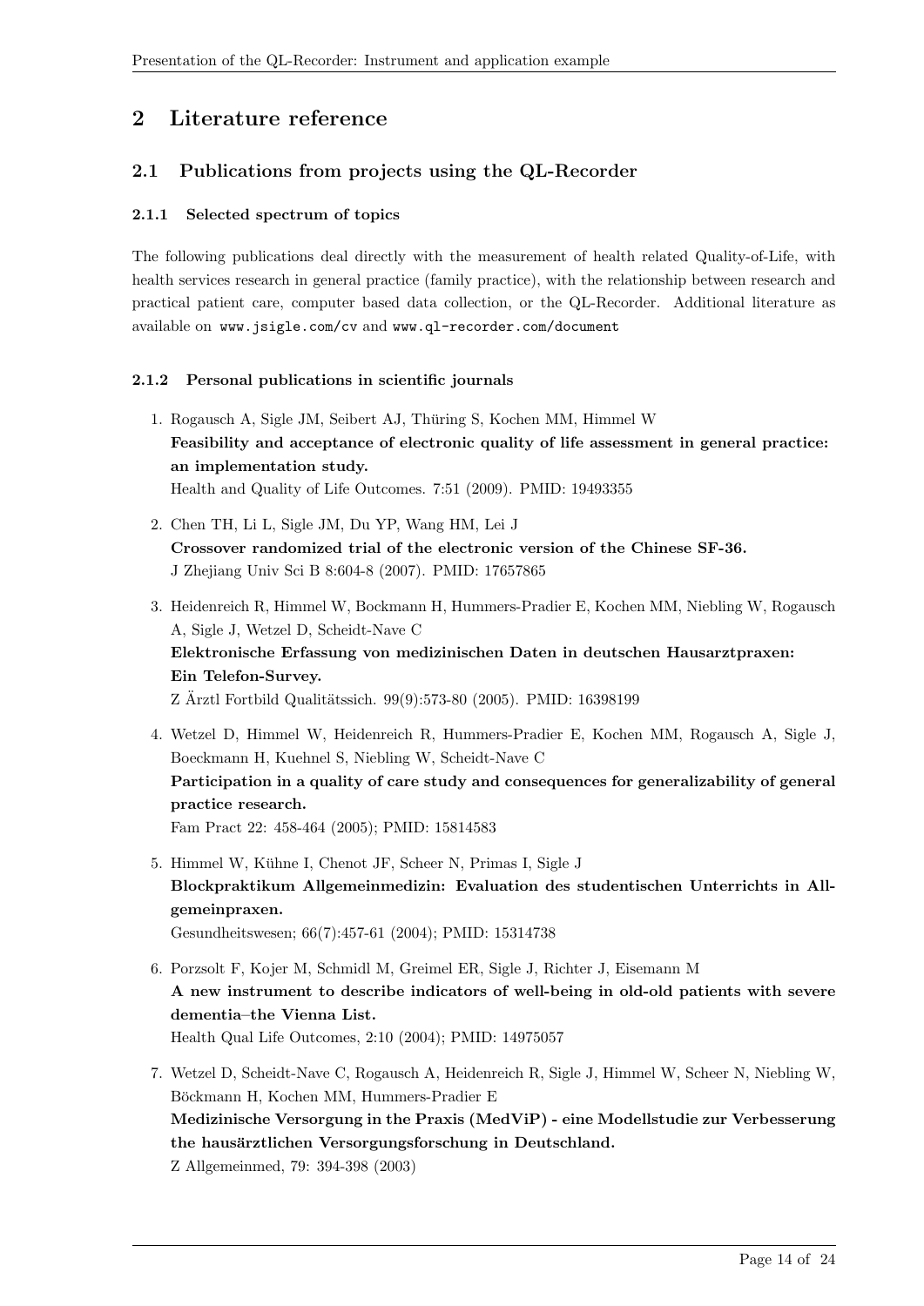# 2 Literature reference

## 2.1 Publications from projects using the QL-Recorder

### 2.1.1 Selected spectrum of topics

The following publications deal directly with the measurement of health related Quality-of-Life, with health services research in general practice (family practice), with the relationship between research and practical patient care, computer based data collection, or the QL-Recorder. Additional literature as available on `www.jsigle.com/cv` and `www.ql-recorder.com/document`

### 2.1.2 Personal publications in scientific journals

1. Rogausch A, Sigle JM, Seibert AJ, Thüring S, Kochen MM, Himmel W
   **Feasibility and acceptance of electronic quality of life assessment in general practice: an implementation study.**
   Health and Quality of Life Outcomes. 7:51 (2009). PMID: 19493355

2. Chen TH, Li L, Sigle JM, Du YP, Wang HM, Lei J
   **Crossover randomized trial of the electronic version of the Chinese SF-36.**
   J Zhejiang Univ Sci B 8:604-8 (2007). PMID: 17657865

3. Heidenreich R, Himmel W, Bockmann H, Hummers-Pradier E, Kochen MM, Niebling W, Rogausch A, Sigle J, Wetzel D, Scheidt-Nave C
   **Elektronische Erfassung von medizinischen Daten in deutschen Hausarztpraxen: Ein Telefon-Survey.**
   Z Ärztl Fortbild Qualitätssich. 99(9):573-80 (2005). PMID: 16398199

4. Wetzel D, Himmel W, Heidenreich R, Hummers-Pradier E, Kochen MM, Rogausch A, Sigle J, Boeckmann H, Kuehnel S, Niebling W, Scheidt-Nave C
   **Participation in a quality of care study and consequences for generalizability of general practice research.**
   Fam Pract 22: 458-464 (2005); PMID: 15814583

5. Himmel W, Kühne I, Chenot JF, Scheer N, Primas I, Sigle J
   **Blockpraktikum Allgemeinmedizin: Evaluation des studentischen Unterrichts in Allgemeinpraxen.**
   Gesundheitswesen; 66(7):457-61 (2004); PMID: 15314738

6. Porzsolt F, Kojer M, Schmidl M, Greimel ER, Sigle J, Richter J, Eisemann M
   **A new instrument to describe indicators of well-being in old-old patients with severe dementia–the Vienna List.**
   Health Qual Life Outcomes, 2:10 (2004); PMID: 14975057

7. Wetzel D, Scheidt-Nave C, Rogausch A, Heidenreich R, Sigle J, Himmel W, Scheer N, Niebling W, Böckmann H, Kochen MM, Hummers-Pradier E
   **Medizinische Versorgung in the Praxis (MedViP) - eine Modellstudie zur Verbesserung the hausärztlichen Versorgungsforschung in Deutschland.**
   Z Allgemeinmed, 79: 394-398 (2003)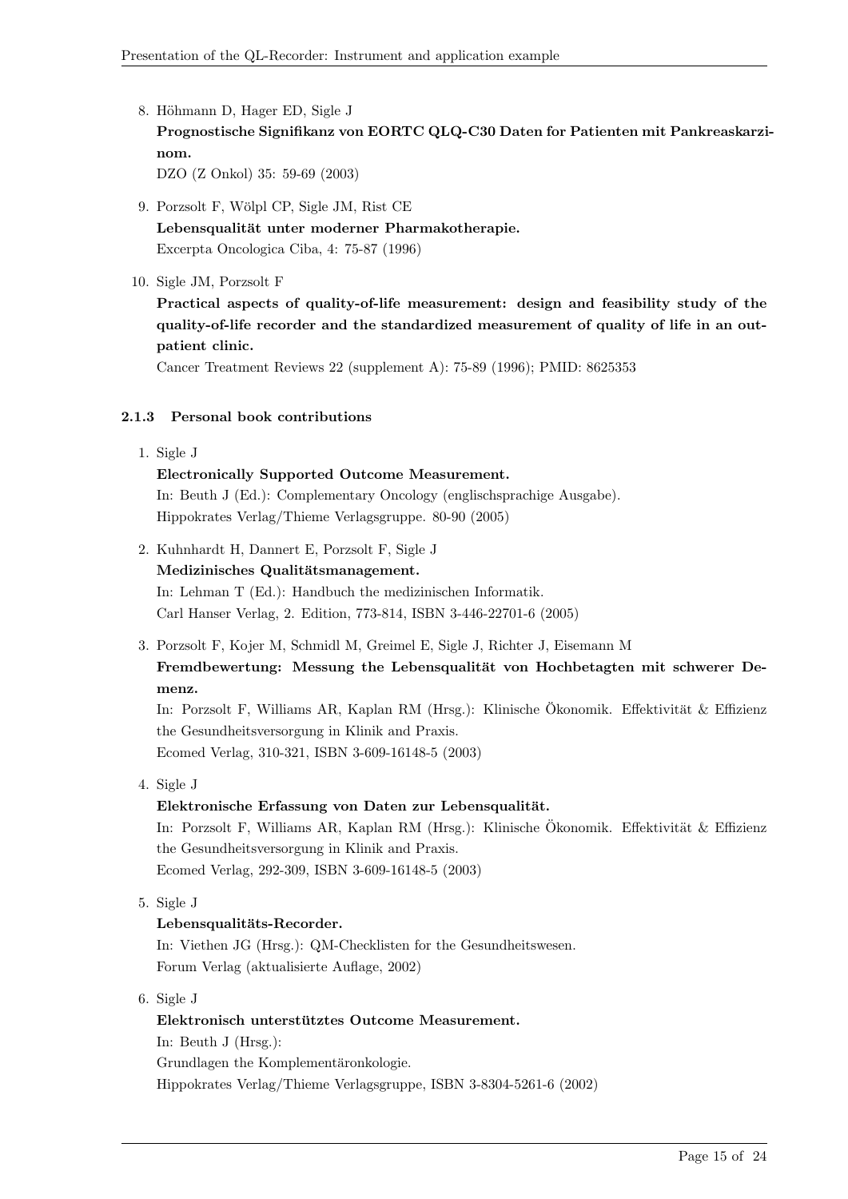8. Höhmann D, Hager ED, Sigle J
   **Prognostische Signifikanz von EORTC QLQ-C30 Daten for Patienten mit Pankreaskarzinom.**
   DZO (Z Onkol) 35: 59-69 (2003)

9. Porzsolt F, Wölpl CP, Sigle JM, Rist CE
   **Lebensqualität unter moderner Pharmakotherapie.**
   Excerpta Oncologica Ciba, 4: 75-87 (1996)

10. Sigle JM, Porzsolt F
    **Practical aspects of quality-of-life measurement: design and feasibility study of the quality-of-life recorder and the standardized measurement of quality of life in an outpatient clinic.**
    Cancer Treatment Reviews 22 (supplement A): 75-89 (1996); PMID: 8625353

### 2.1.3 Personal book contributions

1. Sigle J
   **Electronically Supported Outcome Measurement.**
   In: Beuth J (Ed.): Complementary Oncology (englischsprachige Ausgabe).
   Hippokrates Verlag/Thieme Verlagsgruppe. 80-90 (2005)

2. Kuhnhardt H, Dannert E, Porzsolt F, Sigle J
   **Medizinisches Qualitätsmanagement.**
   In: Lehman T (Ed.): Handbuch the medizinischen Informatik.
   Carl Hanser Verlag, 2. Edition, 773-814, ISBN 3-446-22701-6 (2005)

3. Porzsolt F, Kojer M, Schmidl M, Greimel E, Sigle J, Richter J, Eisemann M
   **Fremdbewertung: Messung the Lebensqualität von Hochbetagten mit schwerer Demenz.**
   In: Porzsolt F, Williams AR, Kaplan RM (Hrsg.): Klinische Ökonomik. Effektivität & Effizienz the Gesundheitsversorgung in Klinik and Praxis.
   Ecomed Verlag, 310-321, ISBN 3-609-16148-5 (2003)

4. Sigle J
   **Elektronische Erfassung von Daten zur Lebensqualität.**
   In: Porzsolt F, Williams AR, Kaplan RM (Hrsg.): Klinische Ökonomik. Effektivität & Effizienz the Gesundheitsversorgung in Klinik and Praxis.
   Ecomed Verlag, 292-309, ISBN 3-609-16148-5 (2003)

5. Sigle J
   **Lebensqualitäts-Recorder.**
   In: Viethen JG (Hrsg.): QM-Checklisten for the Gesundheitswesen.
   Forum Verlag (aktualisierte Auflage, 2002)

6. Sigle J
   **Elektronisch unterstütztes Outcome Measurement.**
   In: Beuth J (Hrsg.):
   Grundlagen the Komplementäronkologie.
   Hippokrates Verlag/Thieme Verlagsgruppe, ISBN 3-8304-5261-6 (2002)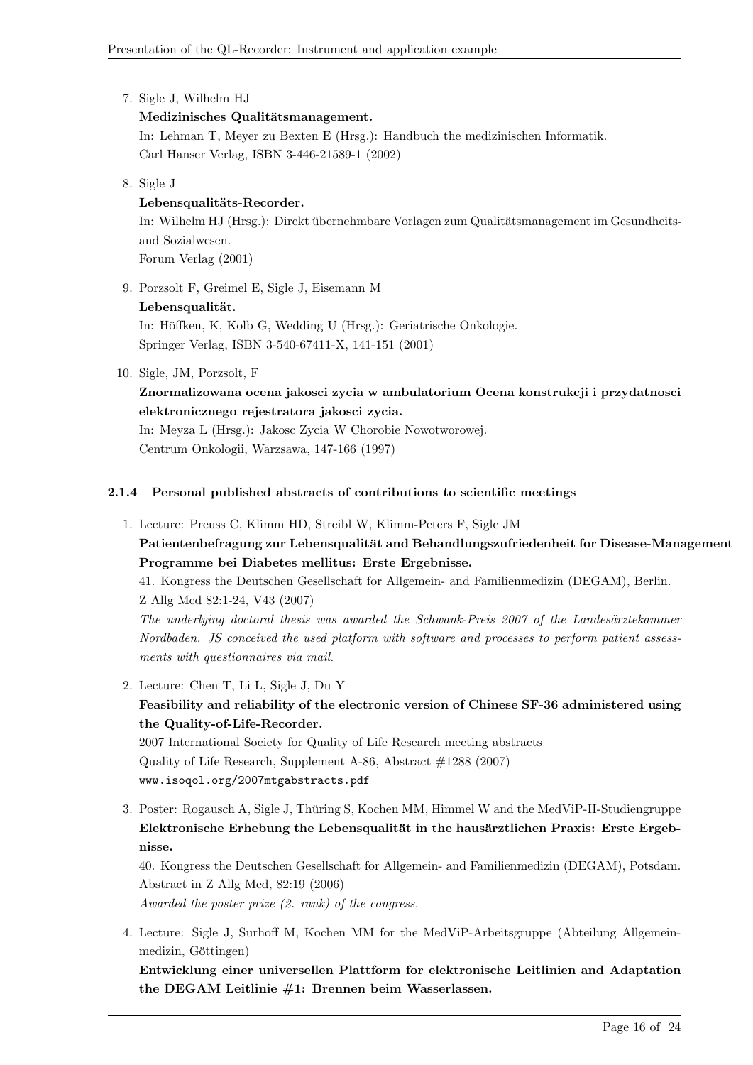7. Sigle J, Wilhelm HJ
   **Medizinisches Qualitätsmanagement.**
   In: Lehman T, Meyer zu Bexten E (Hrsg.): Handbuch the medizinischen Informatik.
   Carl Hanser Verlag, ISBN 3-446-21589-1 (2002)

8. Sigle J
   **Lebensqualitäts-Recorder.**
   In: Wilhelm HJ (Hrsg.): Direkt übernehmbare Vorlagen zum Qualitätsmanagement im Gesundheits- and Sozialwesen.
   Forum Verlag (2001)

9. Porzsolt F, Greimel E, Sigle J, Eisemann M
   **Lebensqualität.**
   In: Höffken, K, Kolb G, Wedding U (Hrsg.): Geriatrische Onkologie.
   Springer Verlag, ISBN 3-540-67411-X, 141-151 (2001)

10. Sigle, JM, Porzsolt, F
    **Znormalizowana ocena jakosci zycia w ambulatorium Ocena konstrukcji i przydatnosci elektronicznego rejestratora jakosci zycia.**
    In: Meyza L (Hrsg.): Jakosc Zycia W Chorobie Nowotworowej.
    Centrum Onkologii, Warzsawa, 147-166 (1997)

#### 2.1.4 Personal published abstracts of contributions to scientific meetings

1. Lecture: Preuss C, Klimm HD, Streibl W, Klimm-Peters F, Sigle JM
   **Patientenbefragung zur Lebensqualität and Behandlungszufriedenheit for Disease-Management Programme bei Diabetes mellitus: Erste Ergebnisse.**
   41. Kongress the Deutschen Gesellschaft for Allgemein- and Familienmedizin (DEGAM), Berlin.
   Z Allg Med 82:1-24, V43 (2007)
   *The underlying doctoral thesis was awarded the Schwank-Preis 2007 of the Landesärztekammer Nordbaden. JS conceived the used platform with software and processes to perform patient assessments with questionnaires via mail.*

2. Lecture: Chen T, Li L, Sigle J, Du Y
   **Feasibility and reliability of the electronic version of Chinese SF-36 administered using the Quality-of-Life-Recorder.**
   2007 International Society for Quality of Life Research meeting abstracts
   Quality of Life Research, Supplement A-86, Abstract #1288 (2007)
   `www.isoqol.org/2007mtgabstracts.pdf`

3. Poster: Rogausch A, Sigle J, Thüring S, Kochen MM, Himmel W and the MedViP-II-Studiengruppe
   **Elektronische Erhebung the Lebensqualität in the hausärztlichen Praxis: Erste Ergebnisse.**
   40. Kongress the Deutschen Gesellschaft for Allgemein- and Familienmedizin (DEGAM), Potsdam.
   Abstract in Z Allg Med, 82:19 (2006)
   *Awarded the poster prize (2. rank) of the congress.*

4. Lecture: Sigle J, Surhoff M, Kochen MM for the MedViP-Arbeitsgruppe (Abteilung Allgemeinmedizin, Göttingen)
   **Entwicklung einer universellen Plattform for elektronische Leitlinien and Adaptation the DEGAM Leitlinie #1: Brennen beim Wasserlassen.**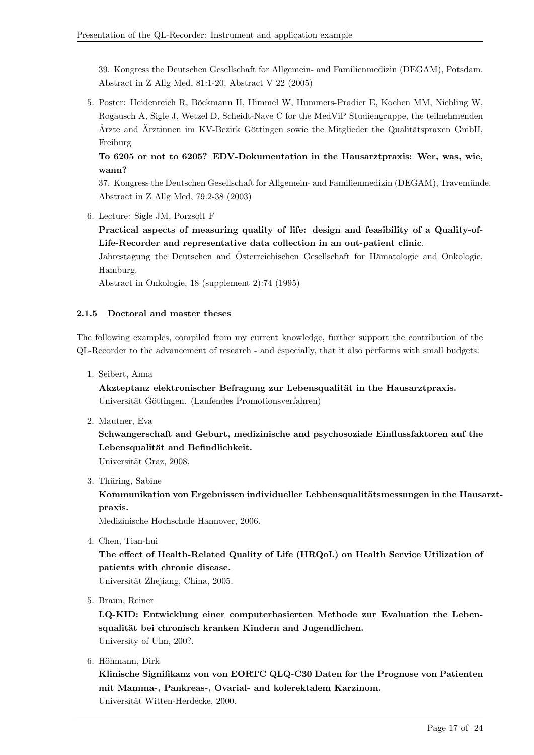39. Kongress the Deutschen Gesellschaft for Allgemein- and Familienmedizin (DEGAM), Potsdam. Abstract in Z Allg Med, 81:1-20, Abstract V 22 (2005)

5. Poster: Heidenreich R, Böckmann H, Himmel W, Hummers-Pradier E, Kochen MM, Niebling W, Rogausch A, Sigle J, Wetzel D, Scheidt-Nave C for the MedViP Studiengruppe, the teilnehmenden Ärzte and Ärztinnen im KV-Bezirk Göttingen sowie the Mitglieder the Qualitätspraxen GmbH, Freiburg
   **To 6205 or not to 6205? EDV-Dokumentation in the Hausarztpraxis: Wer, was, wie, wann?**
   37. Kongress the Deutschen Gesellschaft for Allgemein- and Familienmedizin (DEGAM), Travemünde. Abstract in Z Allg Med, 79:2-38 (2003)

6. Lecture: Sigle JM, Porzsolt F
   **Practical aspects of measuring quality of life: design and feasibility of a Quality-of-Life-Recorder and representative data collection in an out-patient clinic**.
   Jahrestagung the Deutschen and Österreichischen Gesellschaft for Hämatologie and Onkologie, Hamburg.
   Abstract in Onkologie, 18 (supplement 2):74 (1995)

### 2.1.5 Doctoral and master theses

The following examples, compiled from my current knowledge, further support the contribution of the QL-Recorder to the advancement of research - and especially, that it also performs with small budgets:

1. Seibert, Anna
   **Akzteptanz elektronischer Befragung zur Lebensqualität in the Hausarztpraxis.**
   Universität Göttingen. (Laufendes Promotionsverfahren)

2. Mautner, Eva
   **Schwangerschaft and Geburt, medizinische and psychosoziale Einflussfaktoren auf the Lebensqualität and Befindlichkeit.**
   Universität Graz, 2008.

3. Thüring, Sabine
   **Kommunikation von Ergebnissen individueller Lebbensqualitätsmessungen in the Hausarztpraxis.**
   Medizinische Hochschule Hannover, 2006.

4. Chen, Tian-hui
   **The effect of Health-Related Quality of Life (HRQoL) on Health Service Utilization of patients with chronic disease.**
   Universität Zhejiang, China, 2005.

5. Braun, Reiner
   **LQ-KID: Entwicklung einer computerbasierten Methode zur Evaluation the Lebensqualität bei chronisch kranken Kindern and Jugendlichen.**
   University of Ulm, 200?.

6. Höhmann, Dirk
   **Klinische Signifikanz von von EORTC QLQ-C30 Daten for the Prognose von Patienten mit Mamma-, Pankreas-, Ovarial- and kolerektalem Karzinom.**
   Universität Witten-Herdecke, 2000.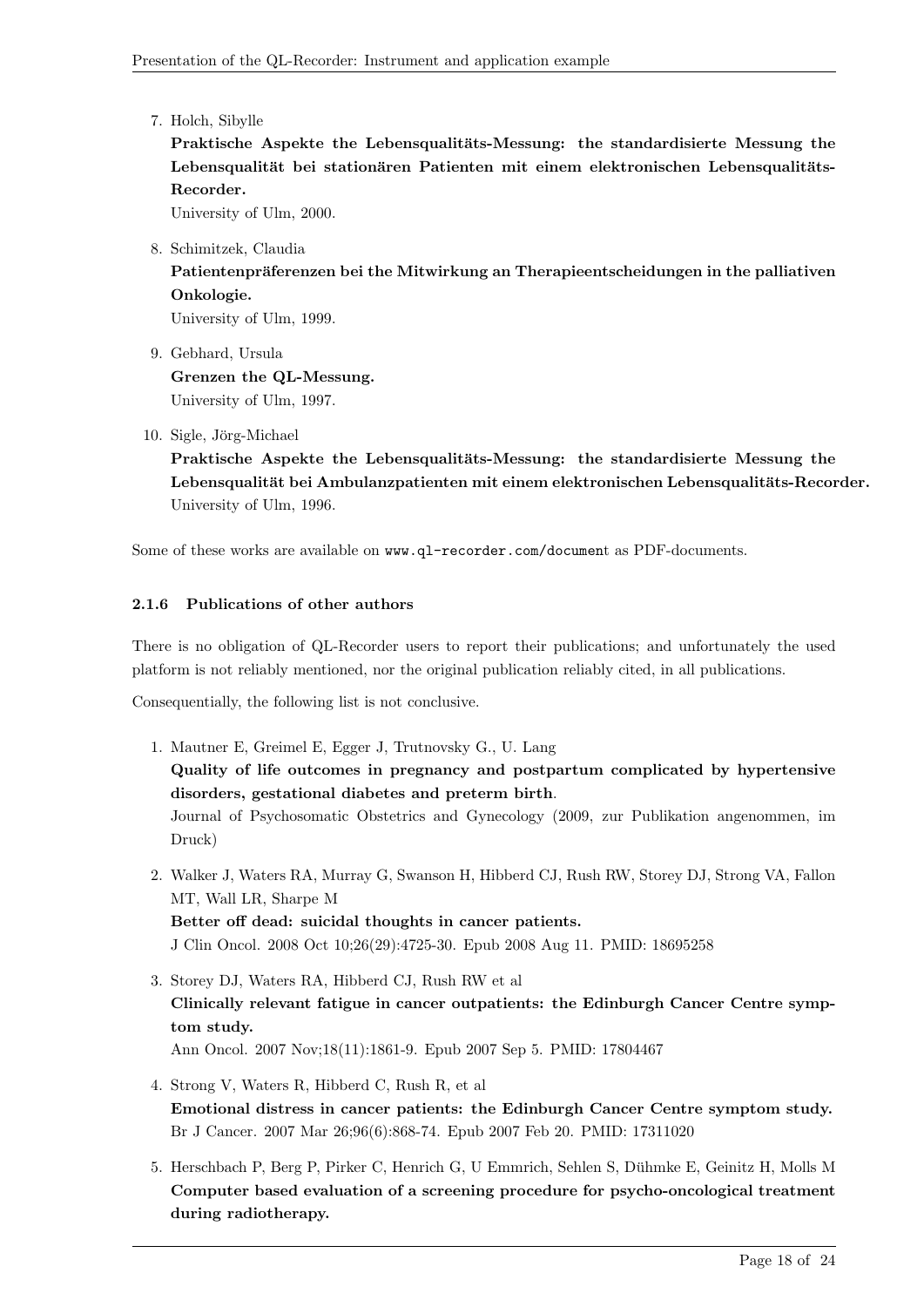7. Holch, Sibylle
   **Praktische Aspekte the Lebensqualitäts-Messung: the standardisierte Messung the Lebensqualität bei stationären Patienten mit einem elektronischen Lebensqualitäts-Recorder.**
   University of Ulm, 2000.

8. Schimitzek, Claudia
   **Patientenpräferenzen bei the Mitwirkung an Therapieentscheidungen in the palliativen Onkologie.**
   University of Ulm, 1999.

9. Gebhard, Ursula
   **Grenzen the QL-Messung.**
   University of Ulm, 1997.

10. Sigle, Jörg-Michael
    **Praktische Aspekte the Lebensqualitäts-Messung: the standardisierte Messung the Lebensqualität bei Ambulanzpatienten mit einem elektronischen Lebensqualitäts-Recorder.**
    University of Ulm, 1996.

Some of these works are available on `www.ql-recorder.com/document` as PDF-documents.

#### 2.1.6 Publications of other authors

There is no obligation of QL-Recorder users to report their publications; and unfortunately the used platform is not reliably mentioned, nor the original publication reliably cited, in all publications.

Consequentially, the following list is not conclusive.

1. Mautner E, Greimel E, Egger J, Trutnovsky G., U. Lang
   **Quality of life outcomes in pregnancy and postpartum complicated by hypertensive disorders, gestational diabetes and preterm birth**.
   Journal of Psychosomatic Obstetrics and Gynecology (2009, zur Publikation angenommen, im Druck)

2. Walker J, Waters RA, Murray G, Swanson H, Hibberd CJ, Rush RW, Storey DJ, Strong VA, Fallon MT, Wall LR, Sharpe M
   **Better off dead: suicidal thoughts in cancer patients.**
   J Clin Oncol. 2008 Oct 10;26(29):4725-30. Epub 2008 Aug 11. PMID: 18695258

3. Storey DJ, Waters RA, Hibberd CJ, Rush RW et al
   **Clinically relevant fatigue in cancer outpatients: the Edinburgh Cancer Centre symptom study.**
   Ann Oncol. 2007 Nov;18(11):1861-9. Epub 2007 Sep 5. PMID: 17804467

4. Strong V, Waters R, Hibberd C, Rush R, et al
   **Emotional distress in cancer patients: the Edinburgh Cancer Centre symptom study.**
   Br J Cancer. 2007 Mar 26;96(6):868-74. Epub 2007 Feb 20. PMID: 17311020

5. Herschbach P, Berg P, Pirker C, Henrich G, U Emmrich, Sehlen S, Dühmke E, Geinitz H, Molls M
   **Computer based evaluation of a screening procedure for psycho-oncological treatment during radiotherapy.**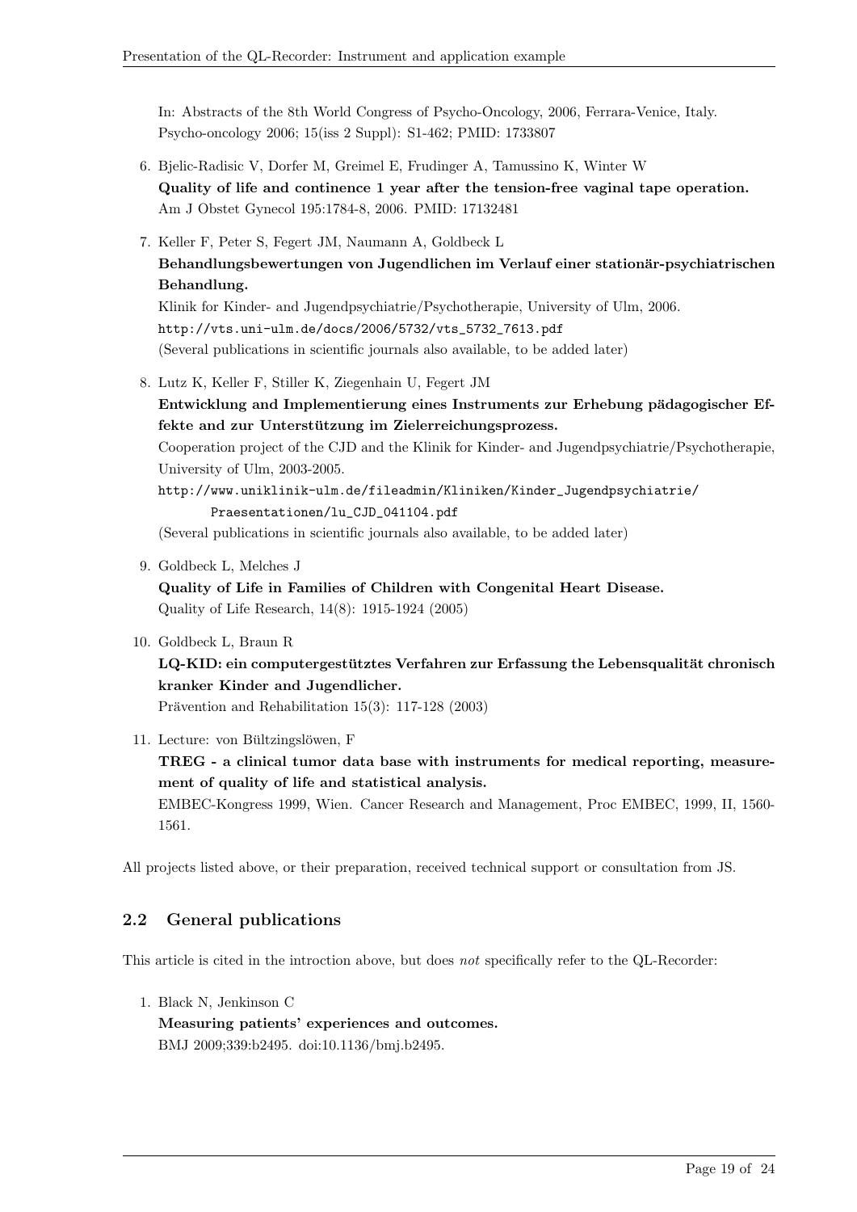In: Abstracts of the 8th World Congress of Psycho-Oncology, 2006, Ferrara-Venice, Italy. Psycho-oncology 2006; 15(iss 2 Suppl): S1-462; PMID: 1733807

6. Bjelic-Radisic V, Dorfer M, Greimel E, Frudinger A, Tamussino K, Winter W
   **Quality of life and continence 1 year after the tension-free vaginal tape operation.**
   Am J Obstet Gynecol 195:1784-8, 2006. PMID: 17132481

7. Keller F, Peter S, Fegert JM, Naumann A, Goldbeck L
   **Behandlungsbewertungen von Jugendlichen im Verlauf einer stationär-psychiatrischen Behandlung.**
   Klinik for Kinder- and Jugendpsychiatrie/Psychotherapie, University of Ulm, 2006.
   `http://vts.uni-ulm.de/docs/2006/5732/vts_5732_7613.pdf`
   (Several publications in scientific journals also available, to be added later)

8. Lutz K, Keller F, Stiller K, Ziegenhain U, Fegert JM
   **Entwicklung and Implementierung eines Instruments zur Erhebung pädagogischer Effekte and zur Unterstützung im Zielerreichungsprozess.**
   Cooperation project of the CJD and the Klinik for Kinder- and Jugendpsychiatrie/Psychotherapie, University of Ulm, 2003-2005.
   `http://www.uniklinik-ulm.de/fileadmin/Kliniken/Kinder_Jugendpsychiatrie/Praesentationen/lu_CJD_041104.pdf`
   (Several publications in scientific journals also available, to be added later)

9. Goldbeck L, Melches J
   **Quality of Life in Families of Children with Congenital Heart Disease.**
   Quality of Life Research, 14(8): 1915-1924 (2005)

10. Goldbeck L, Braun R
    **LQ-KID: ein computergestütztes Verfahren zur Erfassung the Lebensqualität chronisch kranker Kinder and Jugendlicher.**
    Prävention and Rehabilitation 15(3): 117-128 (2003)

11. Lecture: von Bültzingslöwen, F
    **TREG - a clinical tumor data base with instruments for medical reporting, measurement of quality of life and statistical analysis.**
    EMBEC-Kongress 1999, Wien. Cancer Research and Management, Proc EMBEC, 1999, II, 1560-1561.

All projects listed above, or their preparation, received technical support or consultation from JS.

## 2.2 General publications

This article is cited in the introction above, but does *not* specifically refer to the QL-Recorder:

1. Black N, Jenkinson C
   **Measuring patients' experiences and outcomes.**
   BMJ 2009;339:b2495. doi:10.1136/bmj.b2495.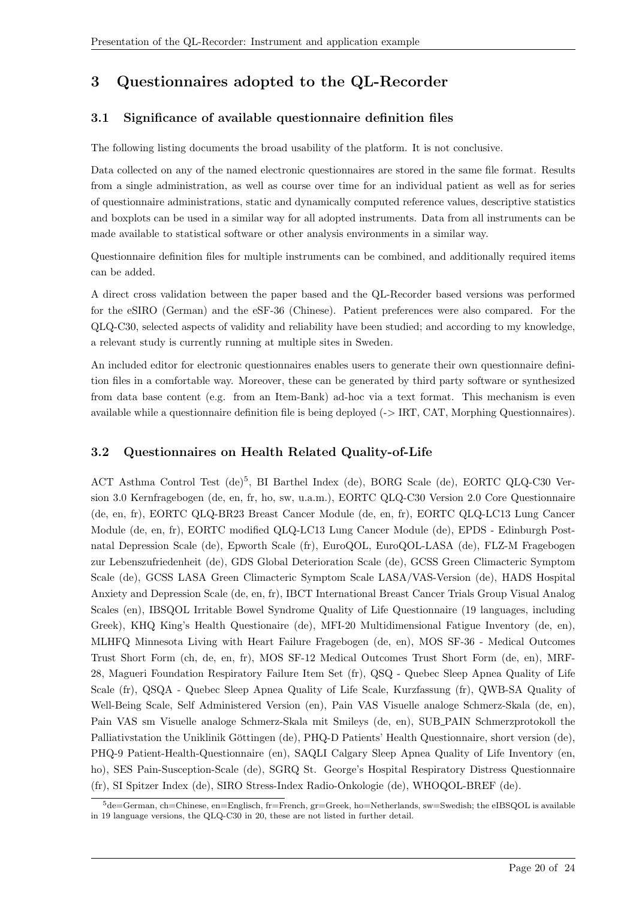# 3 Questionnaires adopted to the QL-Recorder

## 3.1 Significance of available questionnaire definition files

The following listing documents the broad usability of the platform. It is not conclusive.

Data collected on any of the named electronic questionnaires are stored in the same file format. Results from a single administration, as well as course over time for an individual patient as well as for series of questionnaire administrations, static and dynamically computed reference values, descriptive statistics and boxplots can be used in a similar way for all adopted instruments. Data from all instruments can be made available to statistical software or other analysis environments in a similar way.

Questionnaire definition files for multiple instruments can be combined, and additionally required items can be added.

A direct cross validation between the paper based and the QL-Recorder based versions was performed for the eSIRO (German) and the eSF-36 (Chinese). Patient preferences were also compared. For the QLQ-C30, selected aspects of validity and reliability have been studied; and according to my knowledge, a relevant study is currently running at multiple sites in Sweden.

An included editor for electronic questionnaires enables users to generate their own questionnaire definition files in a comfortable way. Moreover, these can be generated by third party software or synthesized from data base content (e.g. from an Item-Bank) ad-hoc via a text format. This mechanism is even available while a questionnaire definition file is being deployed (-> IRT, CAT, Morphing Questionnaires).

## 3.2 Questionnaires on Health Related Quality-of-Life

ACT Asthma Control Test (de)[5], BI Barthel Index (de), BORG Scale (de), EORTC QLQ-C30 Version 3.0 Kernfragebogen (de, en, fr, ho, sw, u.a.m.), EORTC QLQ-C30 Version 2.0 Core Questionnaire (de, en, fr), EORTC QLQ-BR23 Breast Cancer Module (de, en, fr), EORTC QLQ-LC13 Lung Cancer Module (de, en, fr), EORTC modified QLQ-LC13 Lung Cancer Module (de), EPDS - Edinburgh Postnatal Depression Scale (de), Epworth Scale (fr), EuroQOL, EuroQOL-LASA (de), FLZ-M Fragebogen zur Lebenszufriedenheit (de), GDS Global Deterioration Scale (de), GCSS Green Climacteric Symptom Scale (de), GCSS LASA Green Climacteric Symptom Scale LASA/VAS-Version (de), HADS Hospital Anxiety and Depression Scale (de, en, fr), IBCT International Breast Cancer Trials Group Visual Analog Scales (en), IBSQOL Irritable Bowel Syndrome Quality of Life Questionnaire (19 languages, including Greek), KHQ King's Health Questionaire (de), MFI-20 Multidimensional Fatigue Inventory (de, en), MLHFQ Minnesota Living with Heart Failure Fragebogen (de, en), MOS SF-36 - Medical Outcomes Trust Short Form (ch, de, en, fr), MOS SF-12 Medical Outcomes Trust Short Form (de, en), MRF-28, Magueri Foundation Respiratory Failure Item Set (fr), QSQ - Quebec Sleep Apnea Quality of Life Scale (fr), QSQA - Quebec Sleep Apnea Quality of Life Scale, Kurzfassung (fr), QWB-SA Quality of Well-Being Scale, Self Administered Version (en), Pain VAS Visuelle analoge Schmerz-Skala (de, en), Pain VAS sm Visuelle analoge Schmerz-Skala mit Smileys (de, en), SUB_PAIN Schmerzprotokoll the Palliativstation the Uniklinik Göttingen (de), PHQ-D Patients' Health Questionnaire, short version (de), PHQ-9 Patient-Health-Questionnaire (en), SAQLI Calgary Sleep Apnea Quality of Life Inventory (en, ho), SES Pain-Susception-Scale (de), SGRQ St. George's Hospital Respiratory Distress Questionnaire (fr), SI Spitzer Index (de), SIRO Stress-Index Radio-Onkologie (de), WHOQOL-BREF (de).

[5] de=German, ch=Chinese, en=Englisch, fr=French, gr=Greek, ho=Netherlands, sw=Swedish; the eIBSQOL is available in 19 language versions, the QLQ-C30 in 20, these are not listed in further detail.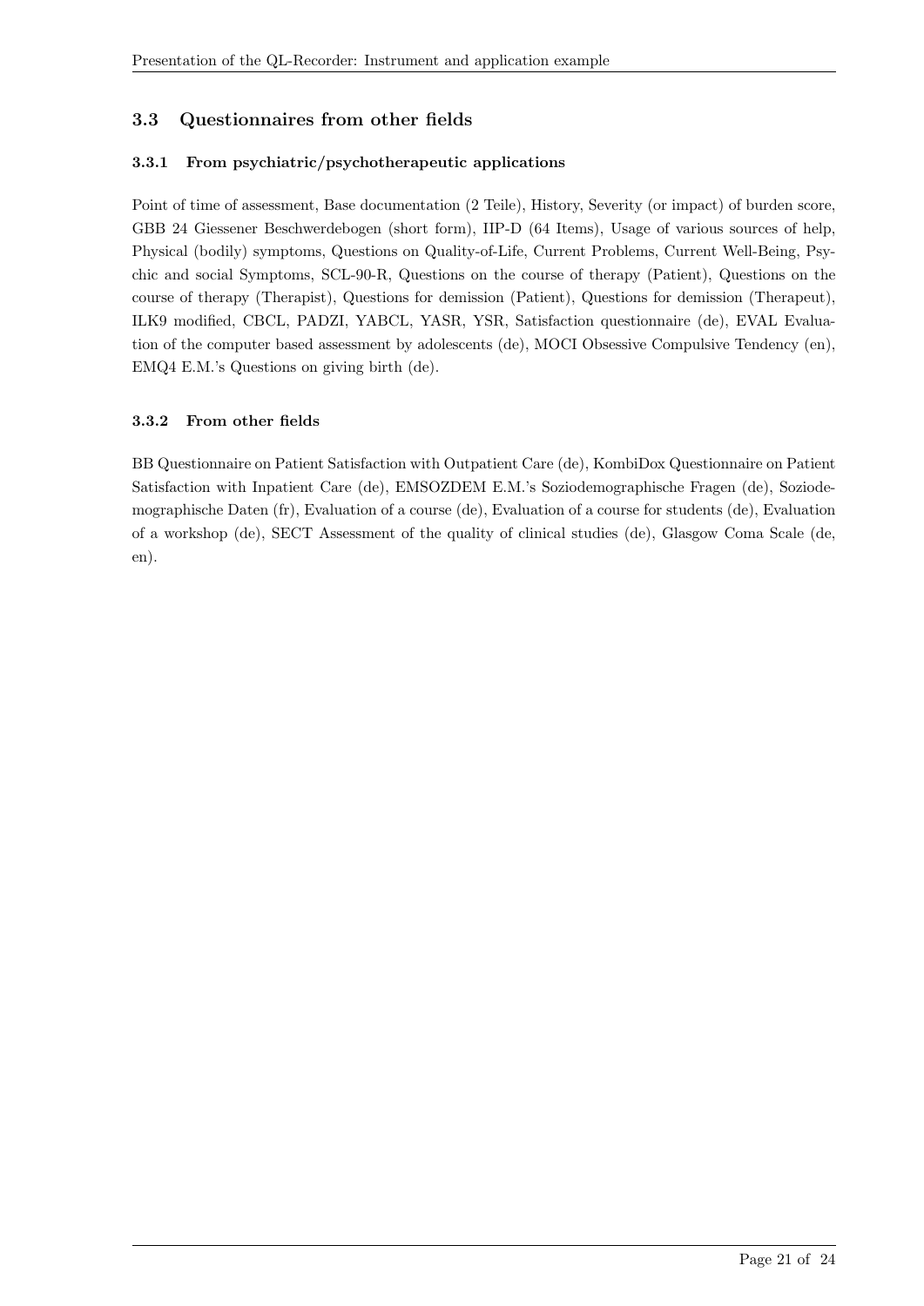## 3.3 Questionnaires from other fields

### 3.3.1 From psychiatric/psychotherapeutic applications

Point of time of assessment, Base documentation (2 Teile), History, Severity (or impact) of burden score, GBB 24 Giessener Beschwerdebogen (short form), IIP-D (64 Items), Usage of various sources of help, Physical (bodily) symptoms, Questions on Quality-of-Life, Current Problems, Current Well-Being, Psychic and social Symptoms, SCL-90-R, Questions on the course of therapy (Patient), Questions on the course of therapy (Therapist), Questions for demission (Patient), Questions for demission (Therapeut), ILK9 modified, CBCL, PADZI, YABCL, YASR, YSR, Satisfaction questionnaire (de), EVAL Evaluation of the computer based assessment by adolescents (de), MOCI Obsessive Compulsive Tendency (en), EMQ4 E.M.'s Questions on giving birth (de).

### 3.3.2 From other fields

BB Questionnaire on Patient Satisfaction with Outpatient Care (de), KombiDox Questionnaire on Patient Satisfaction with Inpatient Care (de), EMSOZDEM E.M.'s Soziodemographische Fragen (de), Soziodemographische Daten (fr), Evaluation of a course (de), Evaluation of a course for students (de), Evaluation of a workshop (de), SECT Assessment of the quality of clinical studies (de), Glasgow Coma Scale (de, en).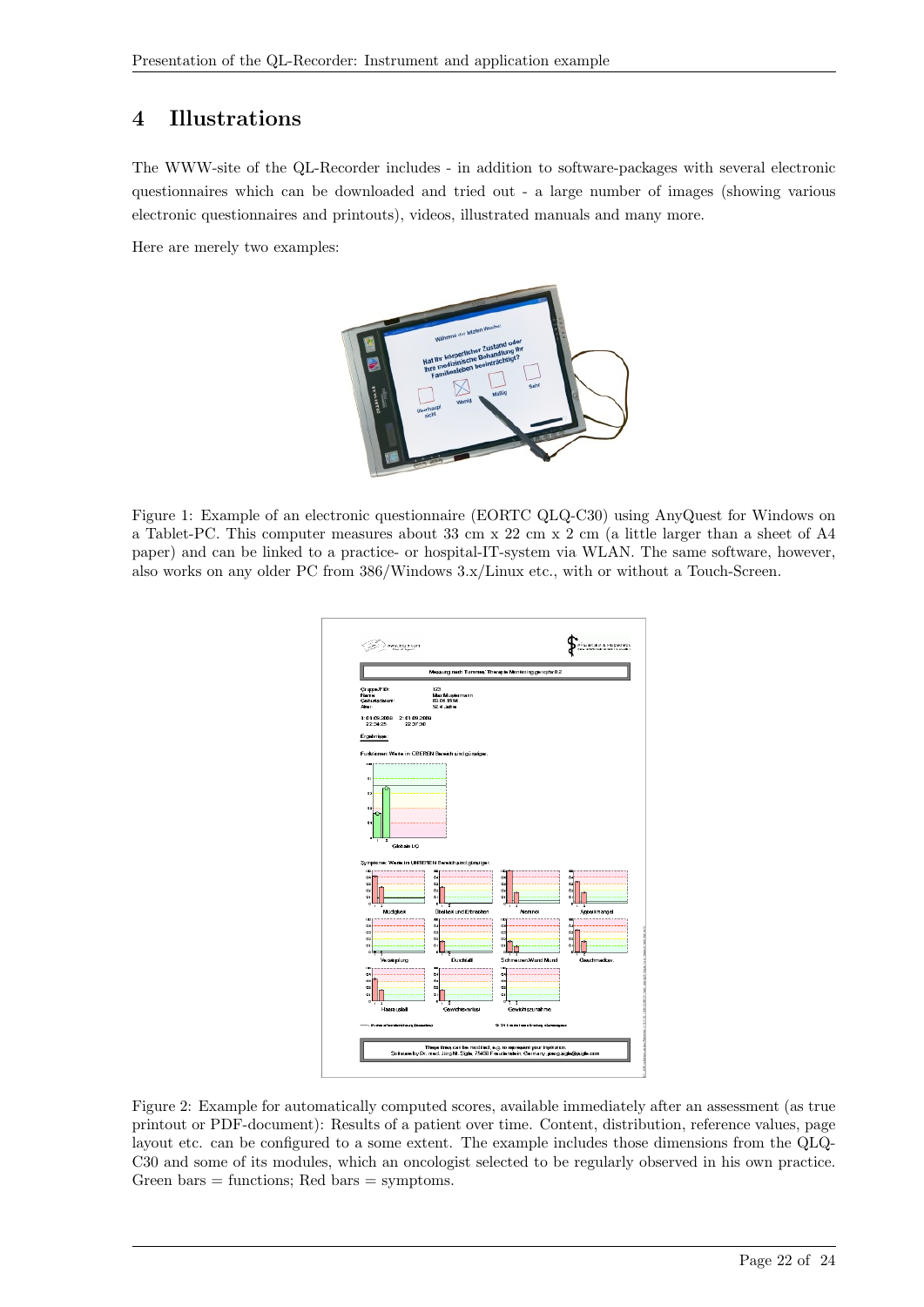# 4 Illustrations

The WWW-site of the QL-Recorder includes - in addition to software-packages with several electronic questionnaires which can be downloaded and tried out - a large number of images (showing various electronic questionnaires and printouts), videos, illustrated manuals and many more.

Here are merely two examples:

Figure 1: Example of an electronic questionnaire (EORTC QLQ-C30) using AnyQuest for Windows on a Tablet-PC. This computer measures about 33 cm x 22 cm x 2 cm (a little larger than a sheet of A4 paper) and can be linked to a practice- or hospital-IT-system via WLAN. The same software, however, also works on any older PC from 386/Windows 3.x/Linux etc., with or without a Touch-Screen.

Figure 2: Example for automatically computed scores, available immediately after an assessment (as true printout or PDF-document): Results of a patient over time. Content, distribution, reference values, page layout etc. can be configured to a some extent. The example includes those dimensions from the QLQ-C30 and some of its modules, which an oncologist selected to be regularly observed in his own practice. Green bars = functions; Red bars = symptoms.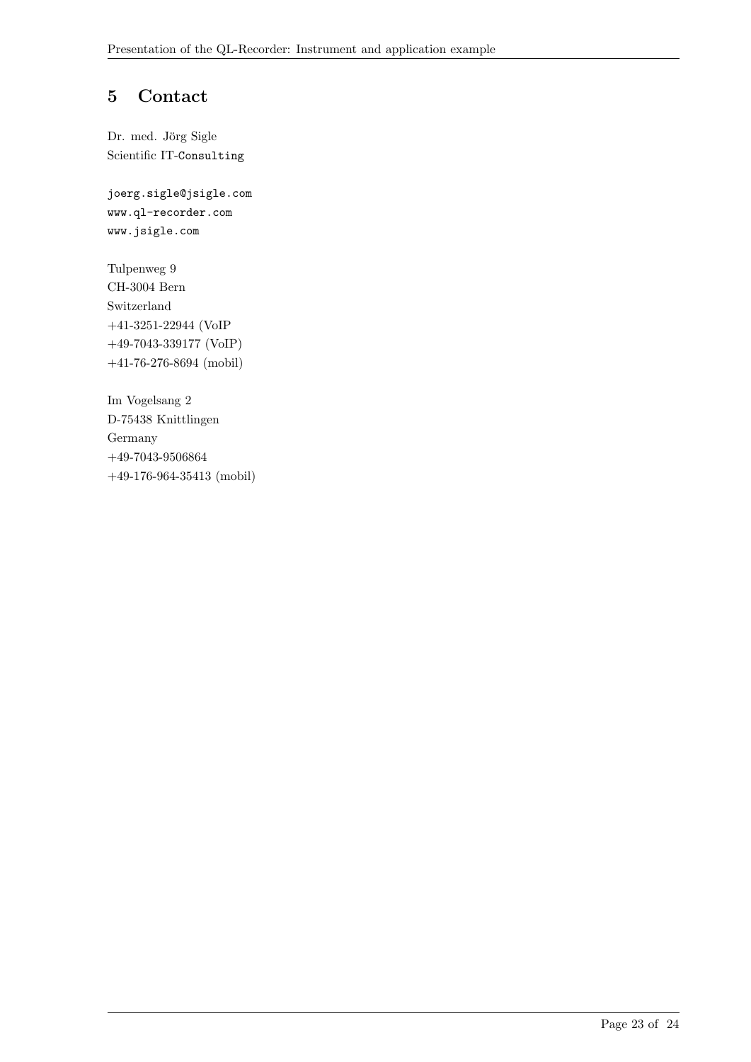# 5 Contact

Dr. med. Jörg Sigle
Scientific IT-Consulting

joerg.sigle@jsigle.com
www.ql-recorder.com
www.jsigle.com

Tulpenweg 9
CH-3004 Bern
Switzerland
+41-3251-22944 (VoIP
+49-7043-339177 (VoIP)
+41-76-276-8694 (mobil)

Im Vogelsang 2
D-75438 Knittlingen
Germany
+49-7043-9506864
+49-176-964-35413 (mobil)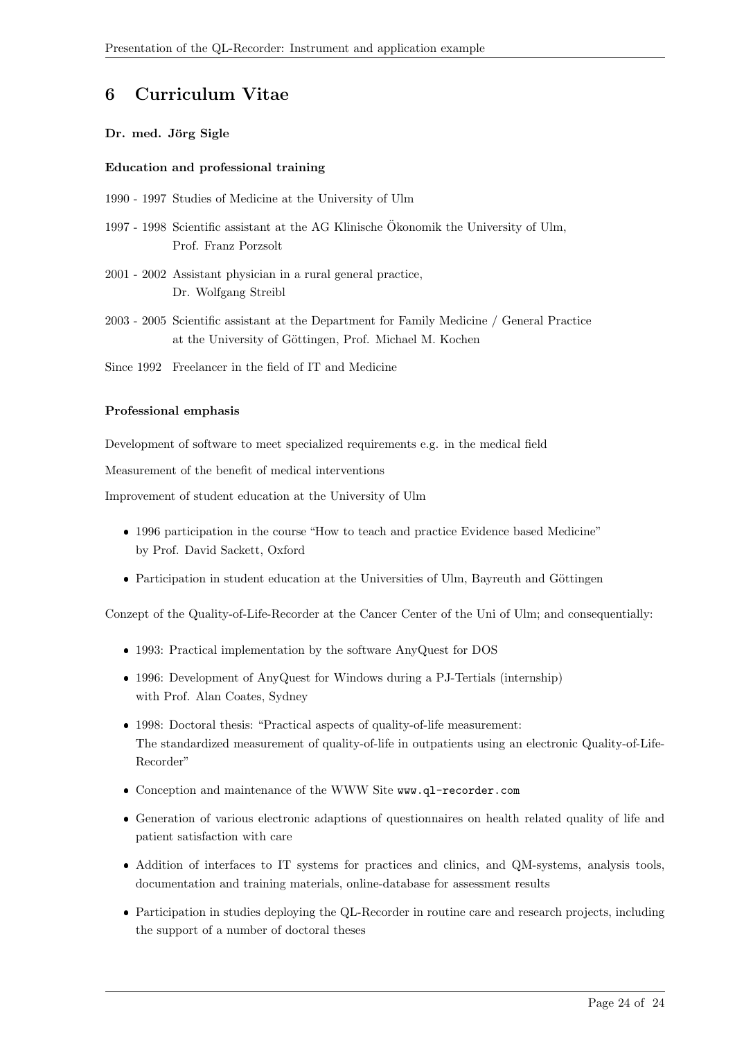# 6 Curriculum Vitae

**Dr. med. Jörg Sigle**

**Education and professional training**

1990 - 1997 Studies of Medicine at the University of Ulm

1997 - 1998 Scientific assistant at the AG Klinische Ökonomik the University of Ulm, Prof. Franz Porzsolt

2001 - 2002 Assistant physician in a rural general practice, Dr. Wolfgang Streibl

2003 - 2005 Scientific assistant at the Department for Family Medicine / General Practice at the University of Göttingen, Prof. Michael M. Kochen

Since 1992 Freelancer in the field of IT and Medicine

**Professional emphasis**

Development of software to meet specialized requirements e.g. in the medical field

Measurement of the benefit of medical interventions

Improvement of student education at the University of Ulm

- 1996 participation in the course "How to teach and practice Evidence based Medicine" by Prof. David Sackett, Oxford
- Participation in student education at the Universities of Ulm, Bayreuth and Göttingen

Conzept of the Quality-of-Life-Recorder at the Cancer Center of the Uni of Ulm; and consequentially:

- 1993: Practical implementation by the software AnyQuest for DOS
- 1996: Development of AnyQuest for Windows during a PJ-Tertials (internship) with Prof. Alan Coates, Sydney
- 1998: Doctoral thesis: "Practical aspects of quality-of-life measurement: The standardized measurement of quality-of-life in outpatients using an electronic Quality-of-Life-Recorder"
- Conception and maintenance of the WWW Site `www.ql-recorder.com`
- Generation of various electronic adaptions of questionnaires on health related quality of life and patient satisfaction with care
- Addition of interfaces to IT systems for practices and clinics, and QM-systems, analysis tools, documentation and training materials, online-database for assessment results
- Participation in studies deploying the QL-Recorder in routine care and research projects, including the support of a number of doctoral theses